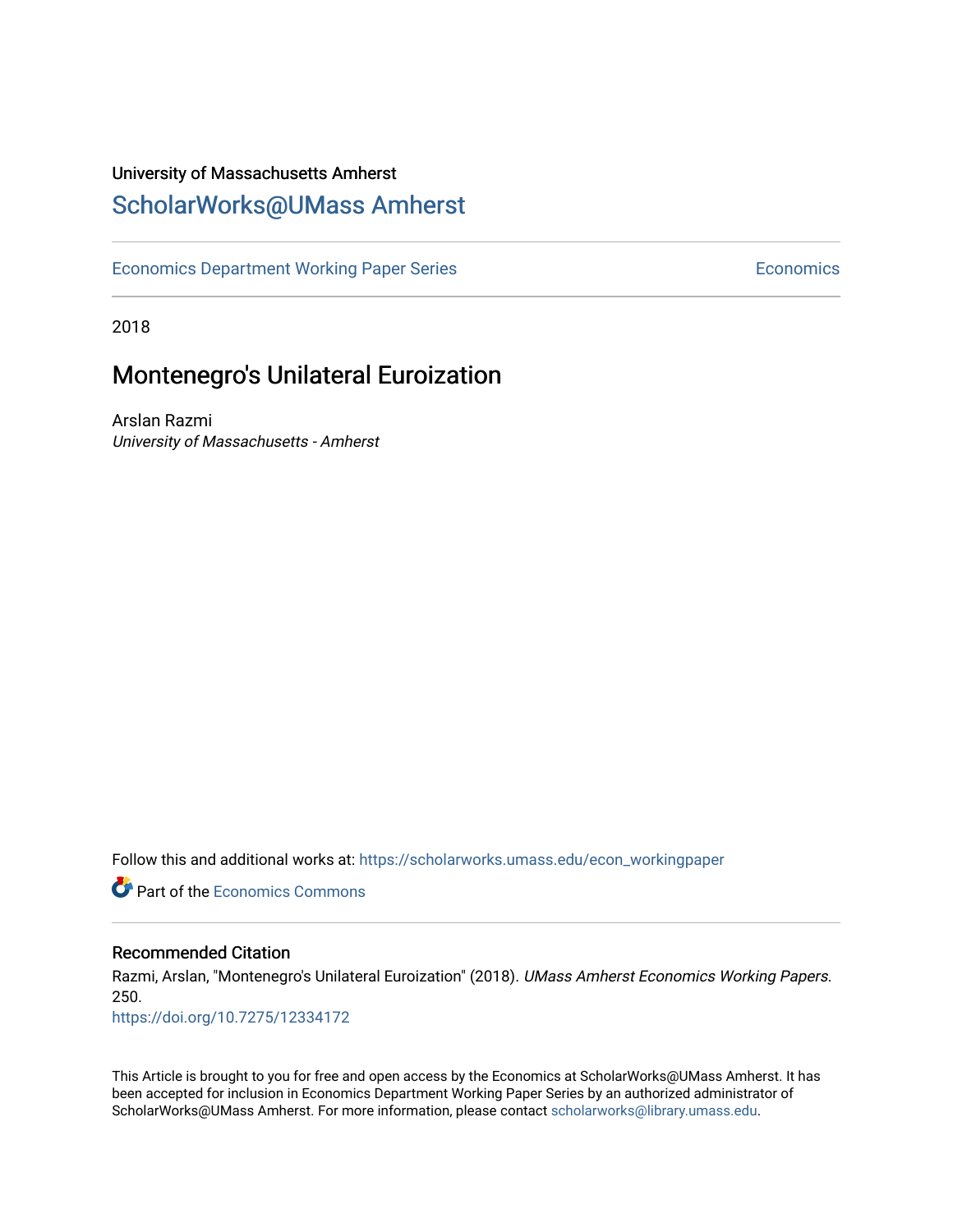University of Massachusetts Amherst

# ScholarWorks@UMass Amherst

Economics Department Working Paper Series | Economics

2018

## Montenegro's Unilateral Euroization

Arslan Razmi
*University of Massachusetts - Amherst*

Follow this and additional works at: https://scholarworks.umass.edu/econ_workingpaper

Part of the Economics Commons

### Recommended Citation

Razmi, Arslan, "Montenegro's Unilateral Euroization" (2018). *UMass Amherst Economics Working Papers*. 250.
https://doi.org/10.7275/12334172

This Article is brought to you for free and open access by the Economics at ScholarWorks@UMass Amherst. It has been accepted for inclusion in Economics Department Working Paper Series by an authorized administrator of ScholarWorks@UMass Amherst. For more information, please contact scholarworks@library.umass.edu.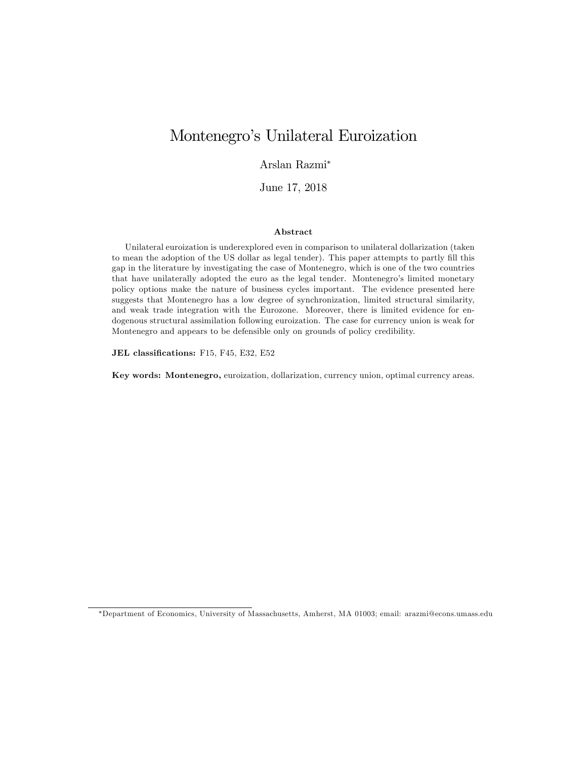# Montenegro's Unilateral Euroization

Arslan Razmi*

June 17, 2018

### Abstract

Unilateral euroization is underexplored even in comparison to unilateral dollarization (taken to mean the adoption of the US dollar as legal tender). This paper attempts to partly fill this gap in the literature by investigating the case of Montenegro, which is one of the two countries that have unilaterally adopted the euro as the legal tender. Montenegro's limited monetary policy options make the nature of business cycles important. The evidence presented here suggests that Montenegro has a low degree of synchronization, limited structural similarity, and weak trade integration with the Eurozone. Moreover, there is limited evidence for endogenous structural assimilation following euroization. The case for currency union is weak for Montenegro and appears to be defensible only on grounds of policy credibility.

**JEL classifications:** F15, F45, E32, E52

**Key words: Montenegro,** euroization, dollarization, currency union, optimal currency areas.

*Department of Economics, University of Massachusetts, Amherst, MA 01003; email: arazmi@econs.umass.edu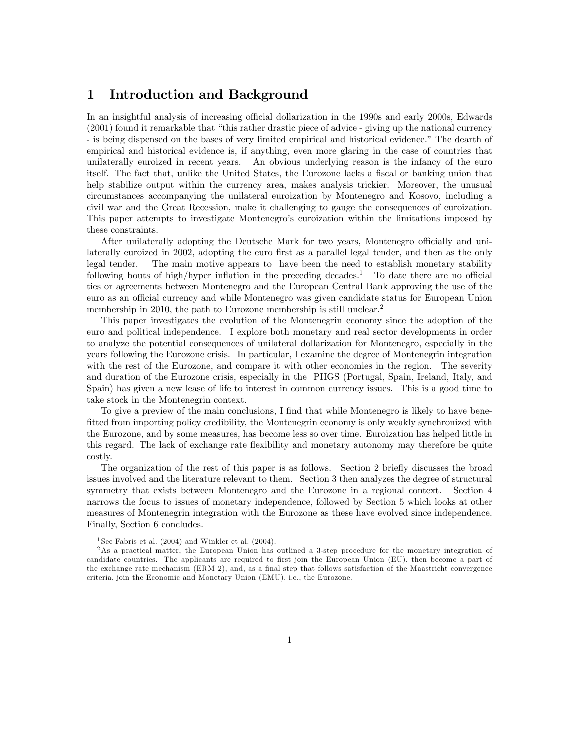# 1 Introduction and Background

In an insightful analysis of increasing official dollarization in the 1990s and early 2000s, Edwards (2001) found it remarkable that "this rather drastic piece of advice - giving up the national currency - is being dispensed on the bases of very limited empirical and historical evidence." The dearth of empirical and historical evidence is, if anything, even more glaring in the case of countries that unilaterally euroized in recent years. An obvious underlying reason is the infancy of the euro itself. The fact that, unlike the United States, the Eurozone lacks a fiscal or banking union that help stabilize output within the currency area, makes analysis trickier. Moreover, the unusual circumstances accompanying the unilateral euroization by Montenegro and Kosovo, including a civil war and the Great Recession, make it challenging to gauge the consequences of euroization. This paper attempts to investigate Montenegro's euroization within the limitations imposed by these constraints.

After unilaterally adopting the Deutsche Mark for two years, Montenegro officially and unilaterally euroized in 2002, adopting the euro first as a parallel legal tender, and then as the only legal tender. The main motive appears to have been the need to establish monetary stability following bouts of high/hyper inflation in the preceding decades.[1] To date there are no official ties or agreements between Montenegro and the European Central Bank approving the use of the euro as an official currency and while Montenegro was given candidate status for European Union membership in 2010, the path to Eurozone membership is still unclear.[2]

This paper investigates the evolution of the Montenegrin economy since the adoption of the euro and political independence. I explore both monetary and real sector developments in order to analyze the potential consequences of unilateral dollarization for Montenegro, especially in the years following the Eurozone crisis. In particular, I examine the degree of Montenegrin integration with the rest of the Eurozone, and compare it with other economies in the region. The severity and duration of the Eurozone crisis, especially in the PIIGS (Portugal, Spain, Ireland, Italy, and Spain) has given a new lease of life to interest in common currency issues. This is a good time to take stock in the Montenegrin context.

To give a preview of the main conclusions, I find that while Montenegro is likely to have benefitted from importing policy credibility, the Montenegrin economy is only weakly synchronized with the Eurozone, and by some measures, has become less so over time. Euroization has helped little in this regard. The lack of exchange rate flexibility and monetary autonomy may therefore be quite costly.

The organization of the rest of this paper is as follows. Section 2 briefly discusses the broad issues involved and the literature relevant to them. Section 3 then analyzes the degree of structural symmetry that exists between Montenegro and the Eurozone in a regional context. Section 4 narrows the focus to issues of monetary independence, followed by Section 5 which looks at other measures of Montenegrin integration with the Eurozone as these have evolved since independence. Finally, Section 6 concludes.

---

[1] See Fabris et al. (2004) and Winkler et al. (2004).

[2] As a practical matter, the European Union has outlined a 3-step procedure for the monetary integration of candidate countries. The applicants are required to first join the European Union (EU), then become a part of the exchange rate mechanism (ERM 2), and, as a final step that follows satisfaction of the Maastricht convergence criteria, join the Economic and Monetary Union (EMU), i.e., the Eurozone.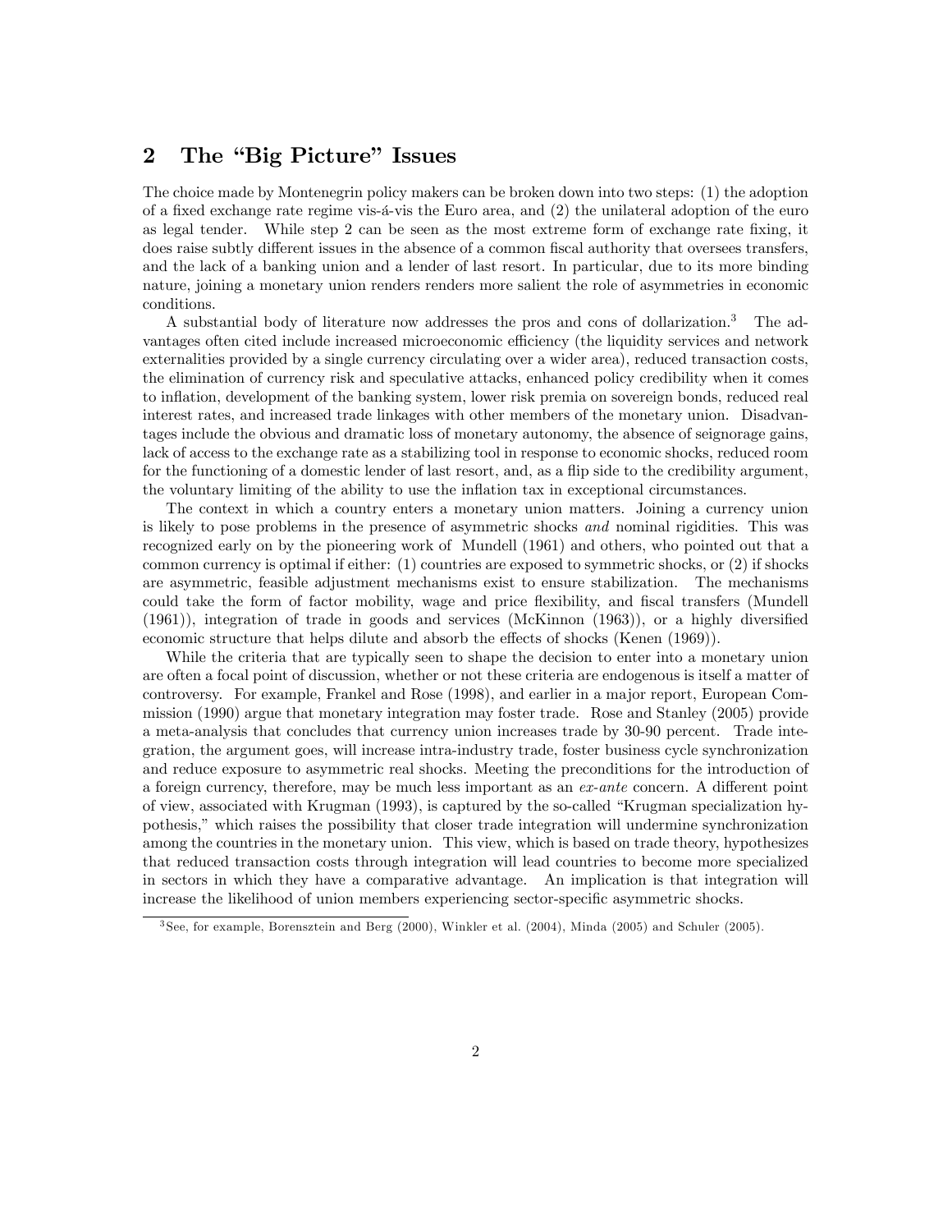## 2 The "Big Picture" Issues

The choice made by Montenegrin policy makers can be broken down into two steps: (1) the adoption of a fixed exchange rate regime vis-á-vis the Euro area, and (2) the unilateral adoption of the euro as legal tender. While step 2 can be seen as the most extreme form of exchange rate fixing, it does raise subtly different issues in the absence of a common fiscal authority that oversees transfers, and the lack of a banking union and a lender of last resort. In particular, due to its more binding nature, joining a monetary union renders renders more salient the role of asymmetries in economic conditions.

A substantial body of literature now addresses the pros and cons of dollarization.[3] The advantages often cited include increased microeconomic efficiency (the liquidity services and network externalities provided by a single currency circulating over a wider area), reduced transaction costs, the elimination of currency risk and speculative attacks, enhanced policy credibility when it comes to inflation, development of the banking system, lower risk premia on sovereign bonds, reduced real interest rates, and increased trade linkages with other members of the monetary union. Disadvantages include the obvious and dramatic loss of monetary autonomy, the absence of seignorage gains, lack of access to the exchange rate as a stabilizing tool in response to economic shocks, reduced room for the functioning of a domestic lender of last resort, and, as a flip side to the credibility argument, the voluntary limiting of the ability to use the inflation tax in exceptional circumstances.

The context in which a country enters a monetary union matters. Joining a currency union is likely to pose problems in the presence of asymmetric shocks *and* nominal rigidities. This was recognized early on by the pioneering work of Mundell (1961) and others, who pointed out that a common currency is optimal if either: (1) countries are exposed to symmetric shocks, or (2) if shocks are asymmetric, feasible adjustment mechanisms exist to ensure stabilization. The mechanisms could take the form of factor mobility, wage and price flexibility, and fiscal transfers (Mundell (1961)), integration of trade in goods and services (McKinnon (1963)), or a highly diversified economic structure that helps dilute and absorb the effects of shocks (Kenen (1969)).

While the criteria that are typically seen to shape the decision to enter into a monetary union are often a focal point of discussion, whether or not these criteria are endogenous is itself a matter of controversy. For example, Frankel and Rose (1998), and earlier in a major report, European Commission (1990) argue that monetary integration may foster trade. Rose and Stanley (2005) provide a meta-analysis that concludes that currency union increases trade by 30-90 percent. Trade integration, the argument goes, will increase intra-industry trade, foster business cycle synchronization and reduce exposure to asymmetric real shocks. Meeting the preconditions for the introduction of a foreign currency, therefore, may be much less important as an *ex-ante* concern. A different point of view, associated with Krugman (1993), is captured by the so-called "Krugman specialization hypothesis," which raises the possibility that closer trade integration will undermine synchronization among the countries in the monetary union. This view, which is based on trade theory, hypothesizes that reduced transaction costs through integration will lead countries to become more specialized in sectors in which they have a comparative advantage. An implication is that integration will increase the likelihood of union members experiencing sector-specific asymmetric shocks.

[3] See, for example, Borensztein and Berg (2000), Winkler et al. (2004), Minda (2005) and Schuler (2005).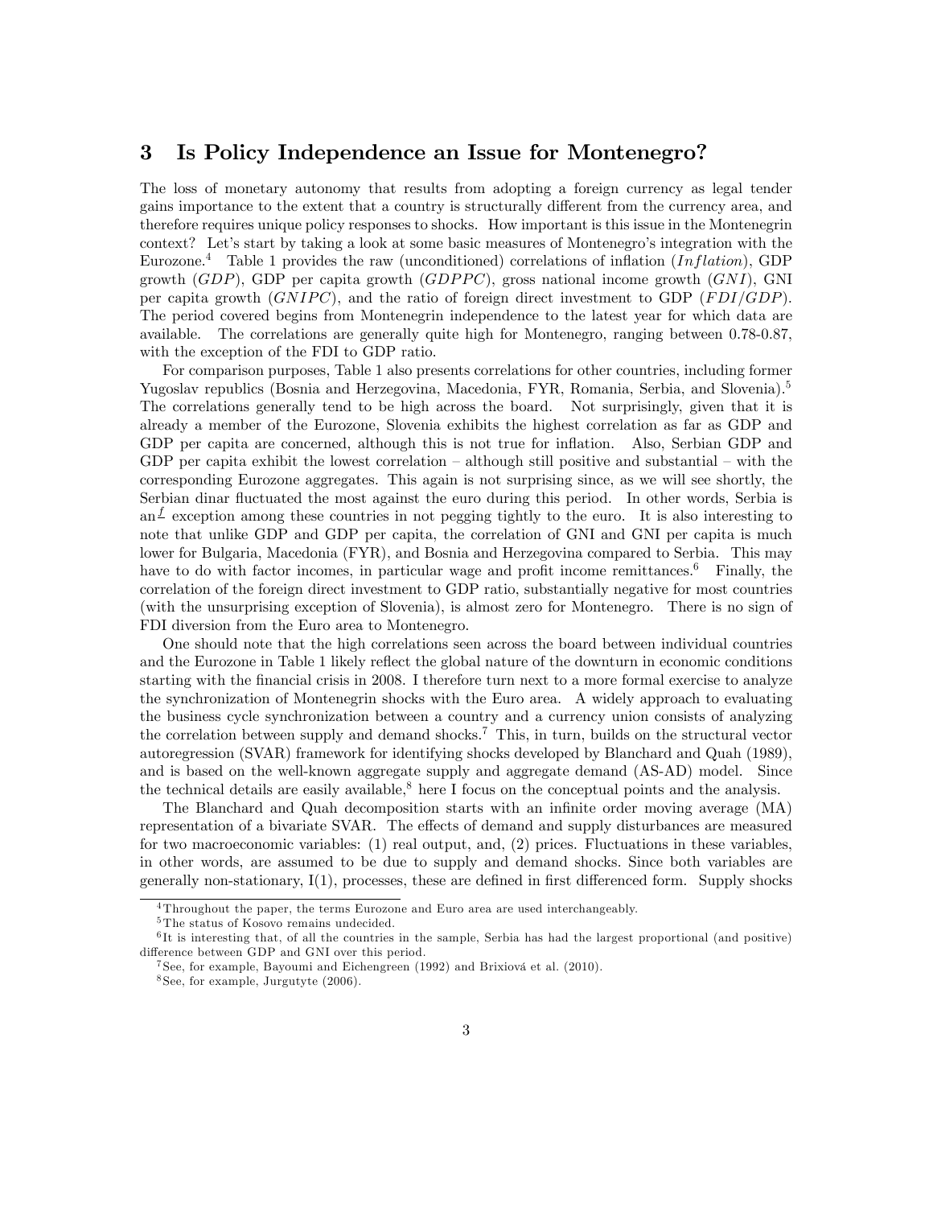## 3 Is Policy Independence an Issue for Montenegro?

The loss of monetary autonomy that results from adopting a foreign currency as legal tender gains importance to the extent that a country is structurally different from the currency area, and therefore requires unique policy responses to shocks. How important is this issue in the Montenegrin context? Let's start by taking a look at some basic measures of Montenegro's integration with the Eurozone.[4] Table 1 provides the raw (unconditioned) correlations of inflation ($Inflation$), GDP growth ($GDP$), GDP per capita growth ($GDPPC$), gross national income growth ($GNI$), GNI per capita growth ($GNIPC$), and the ratio of foreign direct investment to GDP ($FDI/GDP$). The period covered begins from Montenegrin independence to the latest year for which data are available. The correlations are generally quite high for Montenegro, ranging between 0.78-0.87, with the exception of the FDI to GDP ratio.

For comparison purposes, Table 1 also presents correlations for other countries, including former Yugoslav republics (Bosnia and Herzegovina, Macedonia, FYR, Romania, Serbia, and Slovenia).[5] The correlations generally tend to be high across the board. Not surprisingly, given that it is already a member of the Eurozone, Slovenia exhibits the highest correlation as far as GDP and GDP per capita are concerned, although this is not true for inflation. Also, Serbian GDP and GDP per capita exhibit the lowest correlation – although still positive and substantial – with the corresponding Eurozone aggregates. This again is not surprising since, as we will see shortly, the Serbian dinar fluctuated the most against the euro during this period. In other words, Serbia is an$\underline{f}$ exception among these countries in not pegging tightly to the euro. It is also interesting to note that unlike GDP and GDP per capita, the correlation of GNI and GNI per capita is much lower for Bulgaria, Macedonia (FYR), and Bosnia and Herzegovina compared to Serbia. This may have to do with factor incomes, in particular wage and profit income remittances.[6] Finally, the correlation of the foreign direct investment to GDP ratio, substantially negative for most countries (with the unsurprising exception of Slovenia), is almost zero for Montenegro. There is no sign of FDI diversion from the Euro area to Montenegro.

One should note that the high correlations seen across the board between individual countries and the Eurozone in Table 1 likely reflect the global nature of the downturn in economic conditions starting with the financial crisis in 2008. I therefore turn next to a more formal exercise to analyze the synchronization of Montenegrin shocks with the Euro area. A widely approach to evaluating the business cycle synchronization between a country and a currency union consists of analyzing the correlation between supply and demand shocks.[7] This, in turn, builds on the structural vector autoregression (SVAR) framework for identifying shocks developed by Blanchard and Quah (1989), and is based on the well-known aggregate supply and aggregate demand (AS-AD) model. Since the technical details are easily available,[8] here I focus on the conceptual points and the analysis.

The Blanchard and Quah decomposition starts with an infinite order moving average (MA) representation of a bivariate SVAR. The effects of demand and supply disturbances are measured for two macroeconomic variables: (1) real output, and, (2) prices. Fluctuations in these variables, in other words, are assumed to be due to supply and demand shocks. Since both variables are generally non-stationary, I(1), processes, these are defined in first differenced form. Supply shocks

---

[4] Throughout the paper, the terms Eurozone and Euro area are used interchangeably.

[5] The status of Kosovo remains undecided.

[6] It is interesting that, of all the countries in the sample, Serbia has had the largest proportional (and positive) difference between GDP and GNI over this period.

[7] See, for example, Bayoumi and Eichengreen (1992) and Brixiová et al. (2010).

[8] See, for example, Jurgutyte (2006).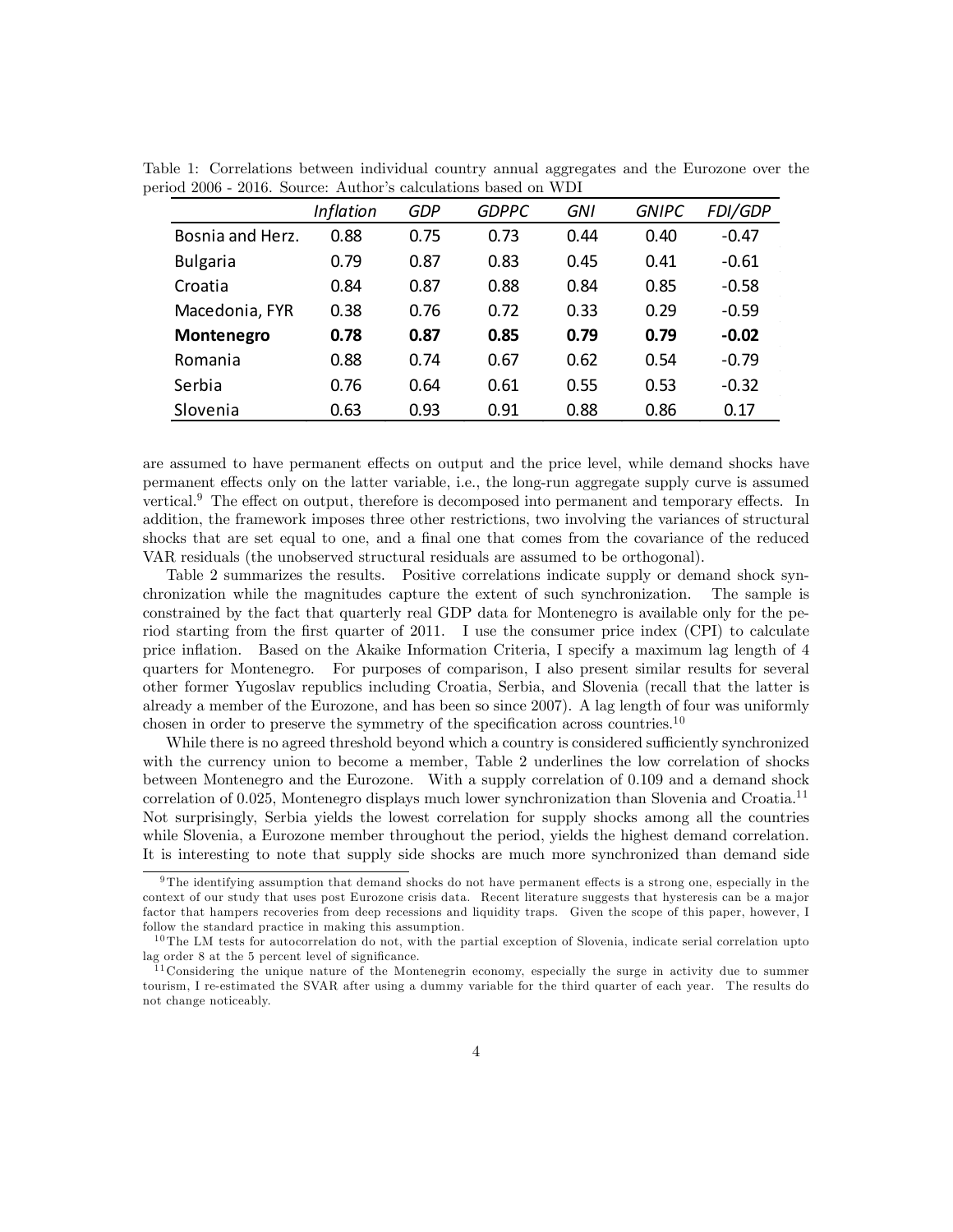Table 1: Correlations between individual country annual aggregates and the Eurozone over the period 2006 - 2016. Source: Author's calculations based on WDI

| | *Inflation* | *GDP* | *GDPPC* | *GNI* | *GNIPC* | *FDI/GDP* |
|---|---|---|---|---|---|---|
| Bosnia and Herz. | 0.88 | 0.75 | 0.73 | 0.44 | 0.40 | -0.47 |
| Bulgaria | 0.79 | 0.87 | 0.83 | 0.45 | 0.41 | -0.61 |
| Croatia | 0.84 | 0.87 | 0.88 | 0.84 | 0.85 | -0.58 |
| Macedonia, FYR | 0.38 | 0.76 | 0.72 | 0.33 | 0.29 | -0.59 |
| **Montenegro** | **0.78** | **0.87** | **0.85** | **0.79** | **0.79** | **-0.02** |
| Romania | 0.88 | 0.74 | 0.67 | 0.62 | 0.54 | -0.79 |
| Serbia | 0.76 | 0.64 | 0.61 | 0.55 | 0.53 | -0.32 |
| Slovenia | 0.63 | 0.93 | 0.91 | 0.88 | 0.86 | 0.17 |

are assumed to have permanent effects on output and the price level, while demand shocks have permanent effects only on the latter variable, i.e., the long-run aggregate supply curve is assumed vertical.[9] The effect on output, therefore is decomposed into permanent and temporary effects. In addition, the framework imposes three other restrictions, two involving the variances of structural shocks that are set equal to one, and a final one that comes from the covariance of the reduced VAR residuals (the unobserved structural residuals are assumed to be orthogonal).

Table 2 summarizes the results. Positive correlations indicate supply or demand shock synchronization while the magnitudes capture the extent of such synchronization. The sample is constrained by the fact that quarterly real GDP data for Montenegro is available only for the period starting from the first quarter of 2011. I use the consumer price index (CPI) to calculate price inflation. Based on the Akaike Information Criteria, I specify a maximum lag length of 4 quarters for Montenegro. For purposes of comparison, I also present similar results for several other former Yugoslav republics including Croatia, Serbia, and Slovenia (recall that the latter is already a member of the Eurozone, and has been so since 2007). A lag length of four was uniformly chosen in order to preserve the symmetry of the specification across countries.[10]

While there is no agreed threshold beyond which a country is considered sufficiently synchronized with the currency union to become a member, Table 2 underlines the low correlation of shocks between Montenegro and the Eurozone. With a supply correlation of 0.109 and a demand shock correlation of 0.025, Montenegro displays much lower synchronization than Slovenia and Croatia.[11] Not surprisingly, Serbia yields the lowest correlation for supply shocks among all the countries while Slovenia, a Eurozone member throughout the period, yields the highest demand correlation. It is interesting to note that supply side shocks are much more synchronized than demand side

[9] The identifying assumption that demand shocks do not have permanent effects is a strong one, especially in the context of our study that uses post Eurozone crisis data. Recent literature suggests that hysteresis can be a major factor that hampers recoveries from deep recessions and liquidity traps. Given the scope of this paper, however, I follow the standard practice in making this assumption.

[10] The LM tests for autocorrelation do not, with the partial exception of Slovenia, indicate serial correlation upto lag order 8 at the 5 percent level of significance.

[11] Considering the unique nature of the Montenegrin economy, especially the surge in activity due to summer tourism, I re-estimated the SVAR after using a dummy variable for the third quarter of each year. The results do not change noticeably.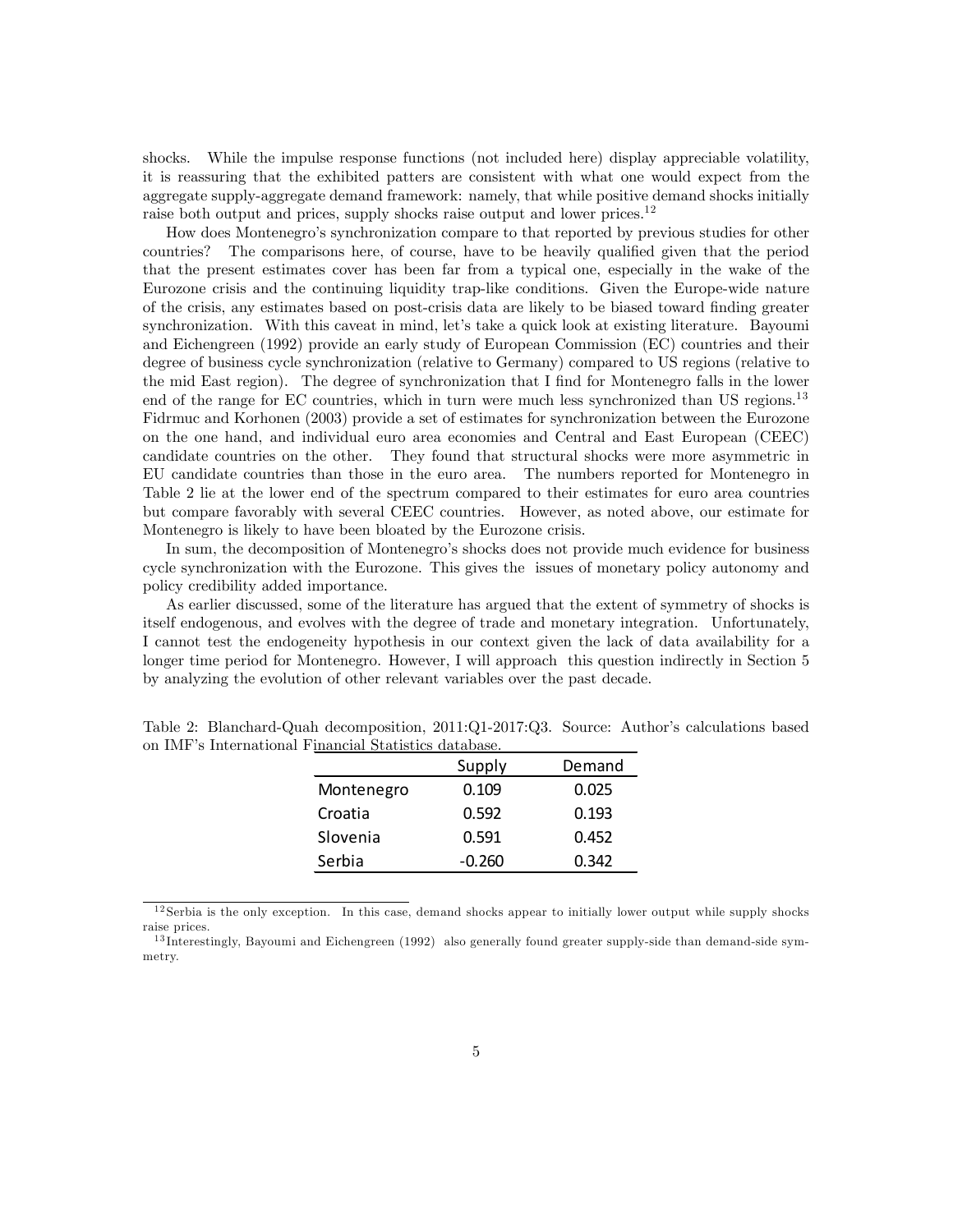shocks. While the impulse response functions (not included here) display appreciable volatility, it is reassuring that the exhibited patters are consistent with what one would expect from the aggregate supply-aggregate demand framework: namely, that while positive demand shocks initially raise both output and prices, supply shocks raise output and lower prices.[12]

How does Montenegro's synchronization compare to that reported by previous studies for other countries? The comparisons here, of course, have to be heavily qualified given that the period that the present estimates cover has been far from a typical one, especially in the wake of the Eurozone crisis and the continuing liquidity trap-like conditions. Given the Europe-wide nature of the crisis, any estimates based on post-crisis data are likely to be biased toward finding greater synchronization. With this caveat in mind, let's take a quick look at existing literature. Bayoumi and Eichengreen (1992) provide an early study of European Commission (EC) countries and their degree of business cycle synchronization (relative to Germany) compared to US regions (relative to the mid East region). The degree of synchronization that I find for Montenegro falls in the lower end of the range for EC countries, which in turn were much less synchronized than US regions.[13] Fidrmuc and Korhonen (2003) provide a set of estimates for synchronization between the Eurozone on the one hand, and individual euro area economies and Central and East European (CEEC) candidate countries on the other. They found that structural shocks were more asymmetric in EU candidate countries than those in the euro area. The numbers reported for Montenegro in Table 2 lie at the lower end of the spectrum compared to their estimates for euro area countries but compare favorably with several CEEC countries. However, as noted above, our estimate for Montenegro is likely to have been bloated by the Eurozone crisis.

In sum, the decomposition of Montenegro's shocks does not provide much evidence for business cycle synchronization with the Eurozone. This gives the issues of monetary policy autonomy and policy credibility added importance.

As earlier discussed, some of the literature has argued that the extent of symmetry of shocks is itself endogenous, and evolves with the degree of trade and monetary integration. Unfortunately, I cannot test the endogeneity hypothesis in our context given the lack of data availability for a longer time period for Montenegro. However, I will approach this question indirectly in Section 5 by analyzing the evolution of other relevant variables over the past decade.

Table 2: Blanchard-Quah decomposition, 2011:Q1-2017:Q3. Source: Author's calculations based on IMF's International Financial Statistics database.

| | Supply | Demand |
|---|---|---|
| Montenegro | 0.109 | 0.025 |
| Croatia | 0.592 | 0.193 |
| Slovenia | 0.591 | 0.452 |
| Serbia | -0.260 | 0.342 |

[12] Serbia is the only exception. In this case, demand shocks appear to initially lower output while supply shocks raise prices.

[13] Interestingly, Bayoumi and Eichengreen (1992) also generally found greater supply-side than demand-side symmetry.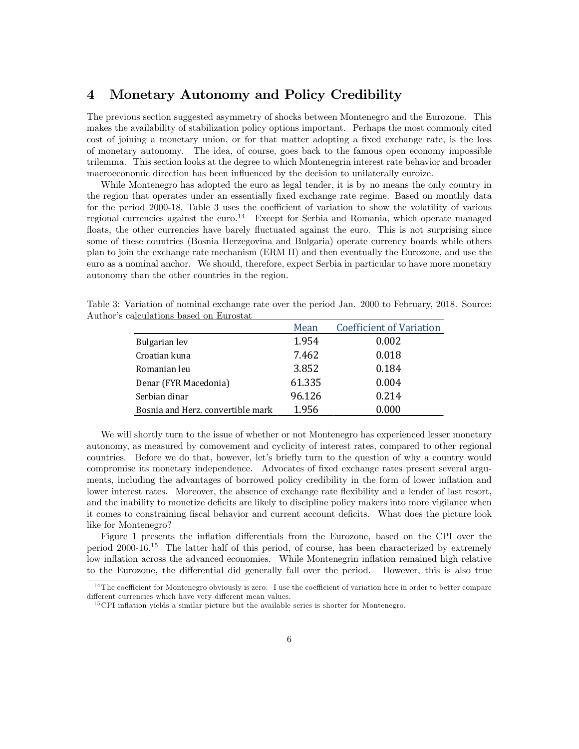## 4 Monetary Autonomy and Policy Credibility

The previous section suggested asymmetry of shocks between Montenegro and the Eurozone. This makes the availability of stabilization policy options important. Perhaps the most commonly cited cost of joining a monetary union, or for that matter adopting a fixed exchange rate, is the loss of monetary autonomy. The idea, of course, goes back to the famous open economy impossible trilemma. This section looks at the degree to which Montenegrin interest rate behavior and broader macroeconomic direction has been influenced by the decision to unilaterally euroize.

While Montenegro has adopted the euro as legal tender, it is by no means the only country in the region that operates under an essentially fixed exchange rate regime. Based on monthly data for the period 2000-18, Table 3 uses the coefficient of variation to show the volatility of various regional currencies against the euro.[14] Except for Serbia and Romania, which operate managed floats, the other currencies have barely fluctuated against the euro. This is not surprising since some of these countries (Bosnia Herzegovina and Bulgaria) operate currency boards while others plan to join the exchange rate mechanism (ERM II) and then eventually the Eurozone, and use the euro as a nominal anchor. We should, therefore, expect Serbia in particular to have more monetary autonomy than the other countries in the region.

Table 3: Variation of nominal exchange rate over the period Jan. 2000 to February, 2018. Source: Author's calculations based on Eurostat

| | Mean | Coefficient of Variation |
|---|---|---|
| Bulgarian lev | 1.954 | 0.002 |
| Croatian kuna | 7.462 | 0.018 |
| Romanian leu | 3.852 | 0.184 |
| Denar (FYR Macedonia) | 61.335 | 0.004 |
| Serbian dinar | 96.126 | 0.214 |
| Bosnia and Herz. convertible mark | 1.956 | 0.000 |

We will shortly turn to the issue of whether or not Montenegro has experienced lesser monetary autonomy, as measured by comovement and cyclicity of interest rates, compared to other regional countries. Before we do that, however, let's briefly turn to the question of why a country would compromise its monetary independence. Advocates of fixed exchange rates present several arguments, including the advantages of borrowed policy credibility in the form of lower inflation and lower interest rates. Moreover, the absence of exchange rate flexibility and a lender of last resort, and the inability to monetize deficits are likely to discipline policy makers into more vigilance when it comes to constraining fiscal behavior and current account deficits. What does the picture look like for Montenegro?

Figure 1 presents the inflation differentials from the Eurozone, based on the CPI over the period 2000-16.[15] The latter half of this period, of course, has been characterized by extremely low inflation across the advanced economies. While Montenegrin inflation remained high relative to the Eurozone, the differential did generally fall over the period. However, this is also true

[14] The coefficient for Montenegro obviously is zero. I use the coefficient of variation here in order to better compare different currencies which have very different mean values.

[15] CPI inflation yields a similar picture but the available series is shorter for Montenegro.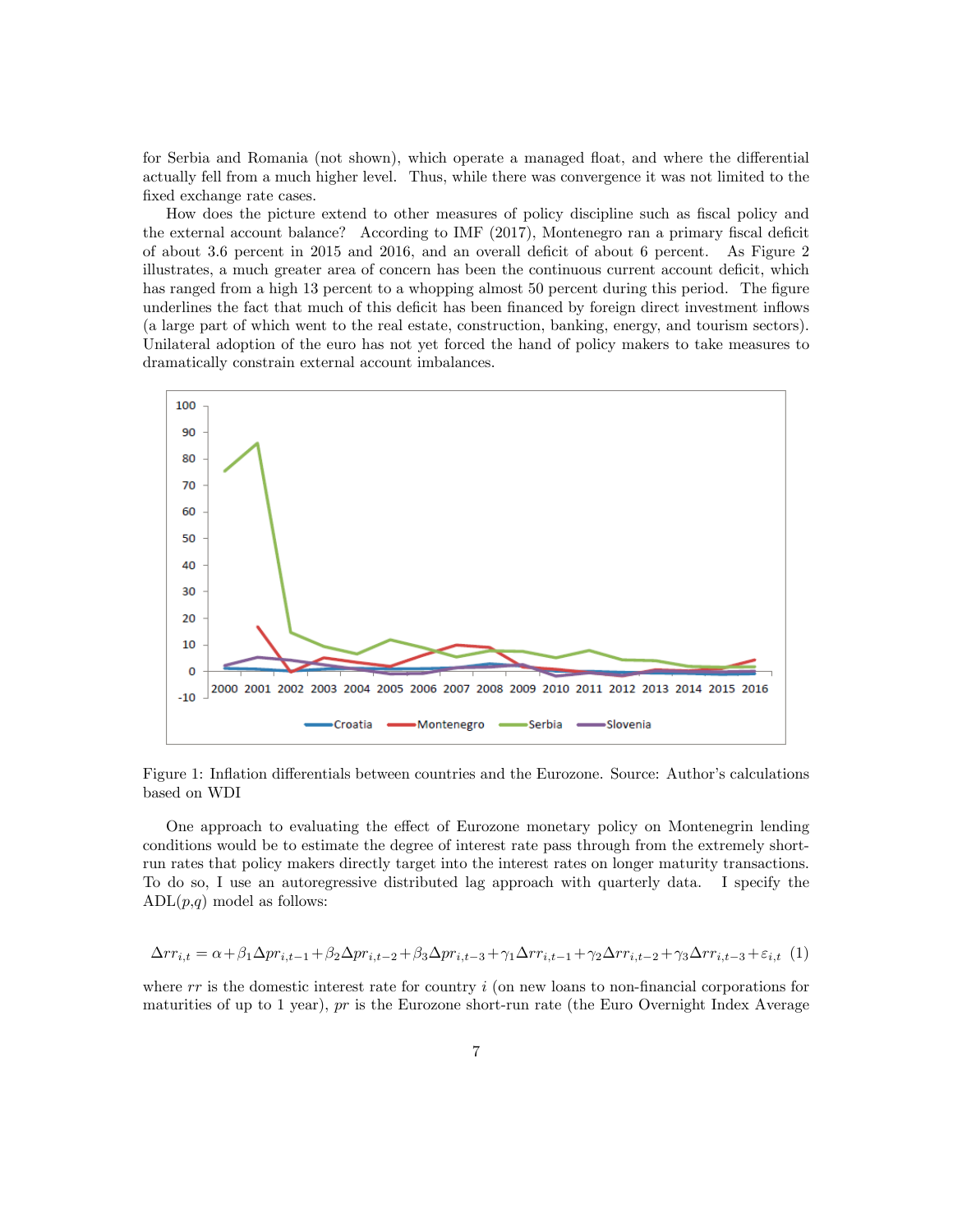for Serbia and Romania (not shown), which operate a managed float, and where the differential actually fell from a much higher level. Thus, while there was convergence it was not limited to the fixed exchange rate cases.

How does the picture extend to other measures of policy discipline such as fiscal policy and the external account balance? According to IMF (2017), Montenegro ran a primary fiscal deficit of about 3.6 percent in 2015 and 2016, and an overall deficit of about 6 percent. As Figure 2 illustrates, a much greater area of concern has been the continuous current account deficit, which has ranged from a high 13 percent to a whopping almost 50 percent during this period. The figure underlines the fact that much of this deficit has been financed by foreign direct investment inflows (a large part of which went to the real estate, construction, banking, energy, and tourism sectors). Unilateral adoption of the euro has not yet forced the hand of policy makers to take measures to dramatically constrain external account imbalances.

100
90
80
70
60
50
40
30
20
10
0
-10
2000 2001 2002 2003 2004 2005 2006 2007 2008 2009 2010 2011 2012 2013 2014 2015 2016
Croatia
Montenegro
Serbia
Slovenia

Figure 1: Inflation differentials between countries and the Eurozone. Source: Author's calculations based on WDI

One approach to evaluating the effect of Eurozone monetary policy on Montenegrin lending conditions would be to estimate the degree of interest rate pass through from the extremely short-run rates that policy makers directly target into the interest rates on longer maturity transactions. To do so, I use an autoregressive distributed lag approach with quarterly data. I specify the ADL($p$,$q$) model as follows:

$$\Delta rr_{i,t} = \alpha + \beta_1 \Delta pr_{i,t-1} + \beta_2 \Delta pr_{i,t-2} + \beta_3 \Delta pr_{i,t-3} + \gamma_1 \Delta rr_{i,t-1} + \gamma_2 \Delta rr_{i,t-2} + \gamma_3 \Delta rr_{i,t-3} + \varepsilon_{i,t} \quad (1)$$

where $rr$ is the domestic interest rate for country $i$ (on new loans to non-financial corporations for maturities of up to 1 year), $pr$ is the Eurozone short-run rate (the Euro Overnight Index Average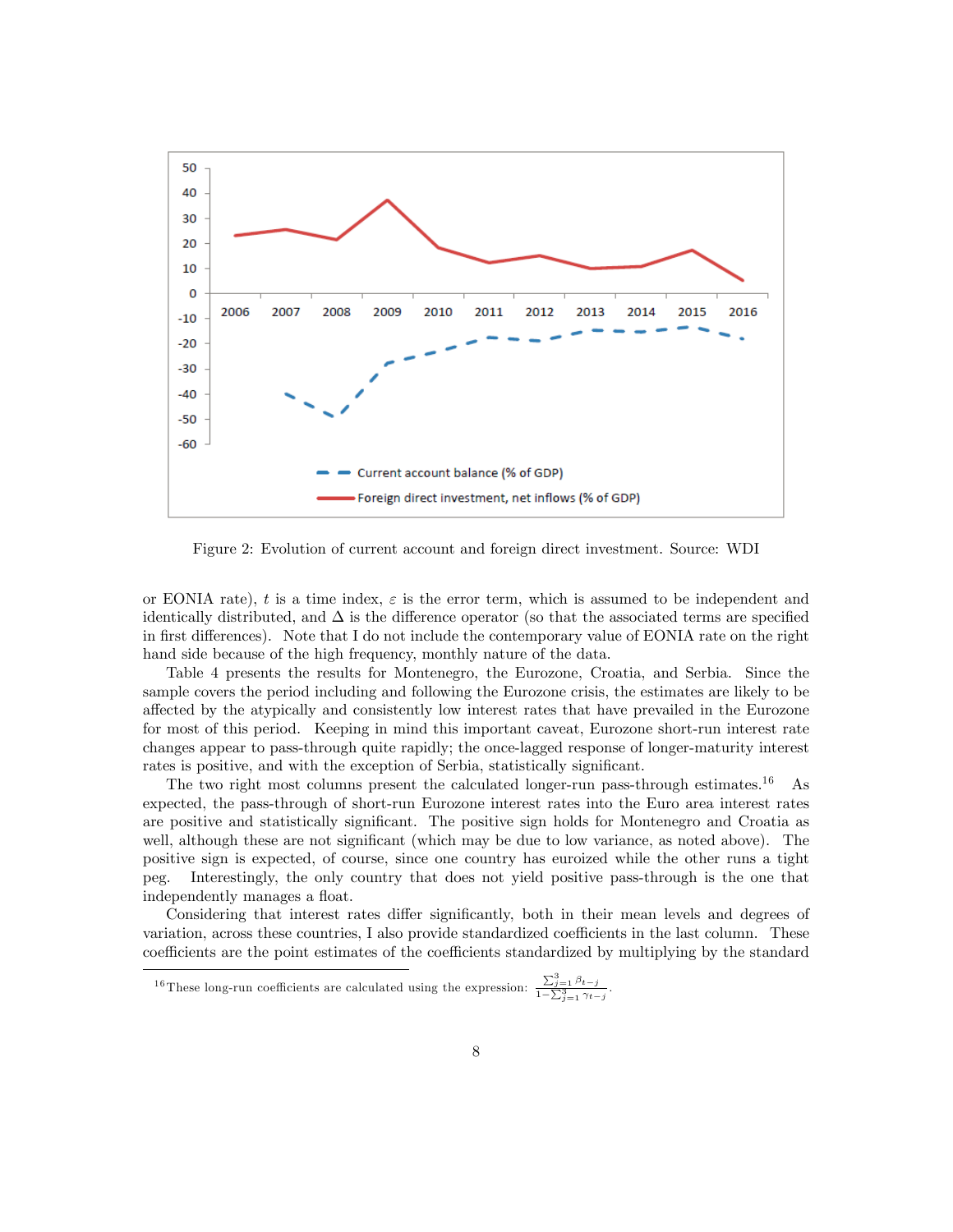50
40
30
20
10
0
-10
-20
-30
-40
-50
-60

2006 2007 2008 2009 2010 2011 2012 2013 2014 2015 2016

Current account balance (% of GDP)

Foreign direct investment, net inflows (% of GDP)

Figure 2: Evolution of current account and foreign direct investment. Source: WDI

or EONIA rate), $t$ is a time index, $\varepsilon$ is the error term, which is assumed to be independent and identically distributed, and $\Delta$ is the difference operator (so that the associated terms are specified in first differences). Note that I do not include the contemporary value of EONIA rate on the right hand side because of the high frequency, monthly nature of the data.

Table 4 presents the results for Montenegro, the Eurozone, Croatia, and Serbia. Since the sample covers the period including and following the Eurozone crisis, the estimates are likely to be affected by the atypically and consistently low interest rates that have prevailed in the Eurozone for most of this period. Keeping in mind this important caveat, Eurozone short-run interest rate changes appear to pass-through quite rapidly; the once-lagged response of longer-maturity interest rates is positive, and with the exception of Serbia, statistically significant.

The two right most columns present the calculated longer-run pass-through estimates.[16] As expected, the pass-through of short-run Eurozone interest rates into the Euro area interest rates are positive and statistically significant. The positive sign holds for Montenegro and Croatia as well, although these are not significant (which may be due to low variance, as noted above). The positive sign is expected, of course, since one country has euroized while the other runs a tight peg. Interestingly, the only country that does not yield positive pass-through is the one that independently manages a float.

Considering that interest rates differ significantly, both in their mean levels and degrees of variation, across these countries, I also provide standardized coefficients in the last column. These coefficients are the point estimates of the coefficients standardized by multiplying by the standard

[16] These long-run coefficients are calculated using the expression: $\frac{\sum_{j=1}^{3} \beta_{t-j}}{1-\sum_{j=1}^{3} \gamma_{t-j}}$.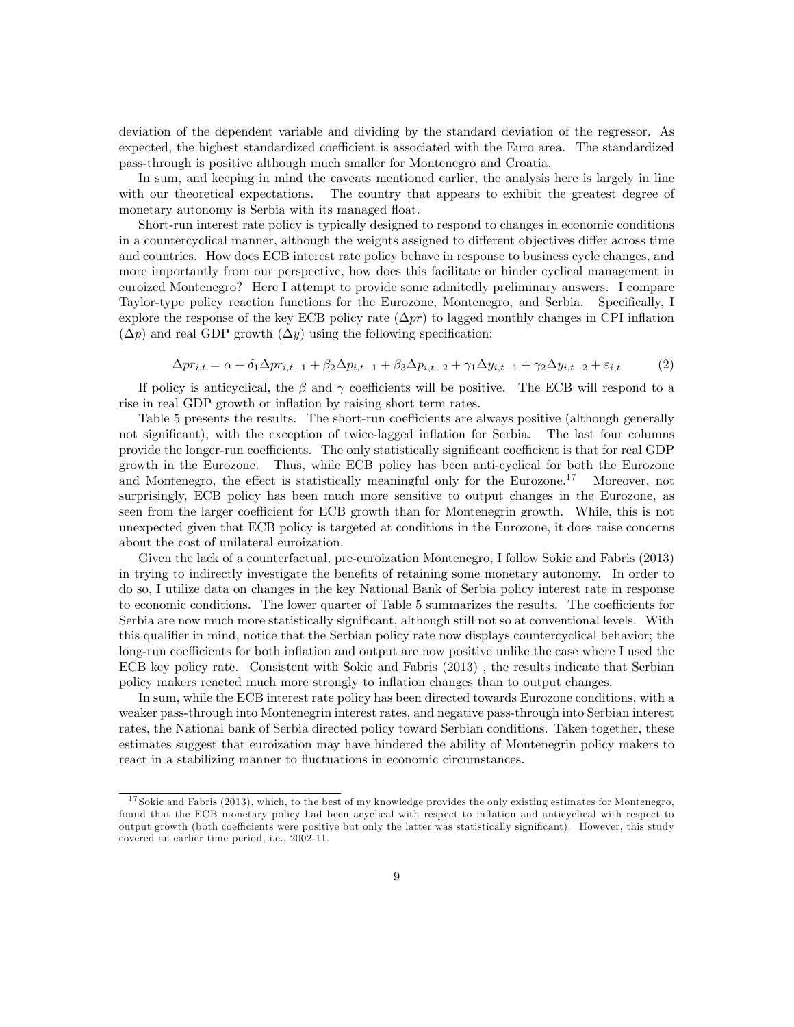deviation of the dependent variable and dividing by the standard deviation of the regressor. As expected, the highest standardized coefficient is associated with the Euro area. The standardized pass-through is positive although much smaller for Montenegro and Croatia.

In sum, and keeping in mind the caveats mentioned earlier, the analysis here is largely in line with our theoretical expectations. The country that appears to exhibit the greatest degree of monetary autonomy is Serbia with its managed float.

Short-run interest rate policy is typically designed to respond to changes in economic conditions in a countercyclical manner, although the weights assigned to different objectives differ across time and countries. How does ECB interest rate policy behave in response to business cycle changes, and more importantly from our perspective, how does this facilitate or hinder cyclical management in euroized Montenegro? Here I attempt to provide some admitedly preliminary answers. I compare Taylor-type policy reaction functions for the Eurozone, Montenegro, and Serbia. Specifically, I explore the response of the key ECB policy rate ($\Delta pr$) to lagged monthly changes in CPI inflation ($\Delta p$) and real GDP growth ($\Delta y$) using the following specification:

$$\Delta pr_{i,t} = \alpha + \delta_1 \Delta pr_{i,t-1} + \beta_2 \Delta p_{i,t-1} + \beta_3 \Delta p_{i,t-2} + \gamma_1 \Delta y_{i,t-1} + \gamma_2 \Delta y_{i,t-2} + \varepsilon_{i,t} \tag{2}$$

If policy is anticyclical, the $\beta$ and $\gamma$ coefficients will be positive. The ECB will respond to a rise in real GDP growth or inflation by raising short term rates.

Table 5 presents the results. The short-run coefficients are always positive (although generally not significant), with the exception of twice-lagged inflation for Serbia. The last four columns provide the longer-run coefficients. The only statistically significant coefficient is that for real GDP growth in the Eurozone. Thus, while ECB policy has been anti-cyclical for both the Eurozone and Montenegro, the effect is statistically meaningful only for the Eurozone.[17] Moreover, not surprisingly, ECB policy has been much more sensitive to output changes in the Eurozone, as seen from the larger coefficient for ECB growth than for Montenegrin growth. While, this is not unexpected given that ECB policy is targeted at conditions in the Eurozone, it does raise concerns about the cost of unilateral euroization.

Given the lack of a counterfactual, pre-euroization Montenegro, I follow Sokic and Fabris (2013) in trying to indirectly investigate the benefits of retaining some monetary autonomy. In order to do so, I utilize data on changes in the key National Bank of Serbia policy interest rate in response to economic conditions. The lower quarter of Table 5 summarizes the results. The coefficients for Serbia are now much more statistically significant, although still not so at conventional levels. With this qualifier in mind, notice that the Serbian policy rate now displays countercyclical behavior; the long-run coefficients for both inflation and output are now positive unlike the case where I used the ECB key policy rate. Consistent with Sokic and Fabris (2013) , the results indicate that Serbian policy makers reacted much more strongly to inflation changes than to output changes.

In sum, while the ECB interest rate policy has been directed towards Eurozone conditions, with a weaker pass-through into Montenegrin interest rates, and negative pass-through into Serbian interest rates, the National bank of Serbia directed policy toward Serbian conditions. Taken together, these estimates suggest that euroization may have hindered the ability of Montenegrin policy makers to react in a stabilizing manner to fluctuations in economic circumstances.

[17] Sokic and Fabris (2013), which, to the best of my knowledge provides the only existing estimates for Montenegro, found that the ECB monetary policy had been acyclical with respect to inflation and anticyclical with respect to output growth (both coefficients were positive but only the latter was statistically significant). However, this study covered an earlier time period, i.e., 2002-11.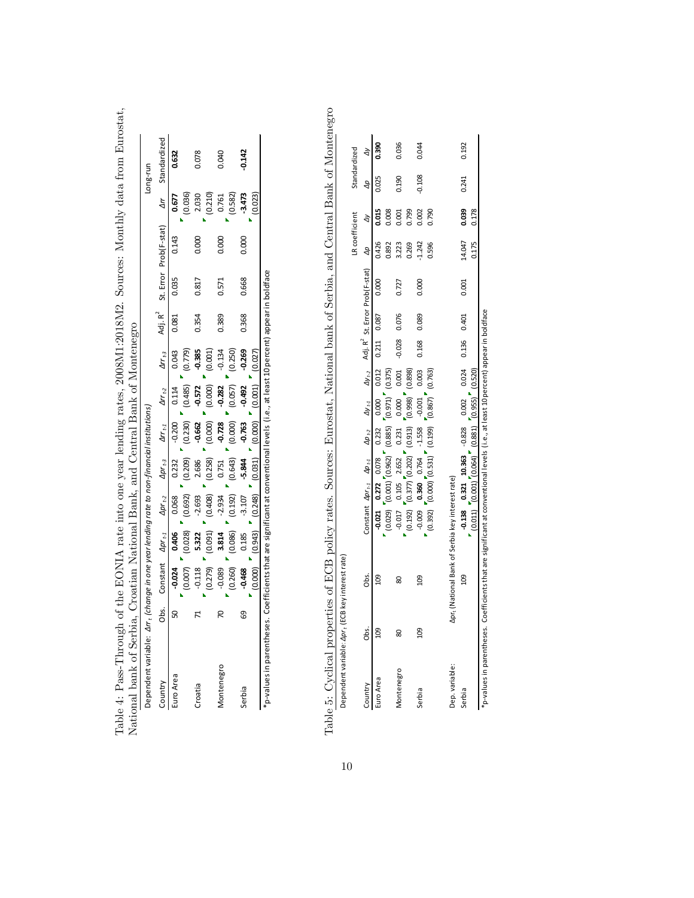Table 4: Pass-Through of the EONIA rate into one year lending rates, 2008M1:2018M2. Sources: Monthly data from Eurostat, National bank of Serbia, Croatian National Bank, and Central Bank of Montenegro

Dependent variable: $\Delta rr_t$ (change in one year lending rate to non-financial institutions)

| Country | Obs. | Constant | $\Delta pr_{t-1}$ | $\Delta pr_{t-2}$ | $\Delta pr_{t-3}$ | $\Delta rr_{t-1}$ | $\Delta rr_{t-2}$ | $\Delta rr_{t-3}$ | Adj. $R^2$ | St. Error | Prob(F-stat) | Long-run $\Delta rr$ | Long-run Standardized |
|---|---|---|---|---|---|---|---|---|---|---|---|---|---|
| Euro Area | 50 | **-0.024** | **0.406** | 0.068 | 0.232 | -0.200 | 0.114 | 0.043 | 0.081 | 0.035 | 0.143 | **0.677** | **0.632** |
| | | (0.007) | (0.028) | (0.692) | (0.209) | (0.230) | (0.485) | (0.779) | | | | (0.036) | |
| Croatia | 71 | -0.118 | **5.322** | -2.693 | 2.686 | **-0.662** | **-0.572** | **-0.385** | 0.354 | 0.817 | 0.000 | 2.030 | 0.078 |
| | | (0.279) | (0.091) | (0.408) | (0.258) | (0.000) | (0.000) | (0.001) | | | | (0.210) | |
| Montenegro | 70 | -0.089 | **3.814** | -2.934 | 0.751 | **-0.728** | **-0.282** | -0.134 | 0.389 | 0.571 | 0.000 | 0.761 | 0.040 |
| | | (0.260) | (0.086) | (0.192) | (0.643) | (0.000) | (0.057) | (0.250) | | | | (0.582) | |
| Serbia | 69 | **-0.468** | 0.185 | -3.107 | **-5.844** | **-0.763** | **-0.492** | **-0.269** | 0.368 | 0.668 | 0.000 | **-3.473** | **-0.142** |
| | | (0.000) | (0.943) | (0.248) | (0.031) | (0.000) | (0.001) | (0.027) | | | | (0.023) | |

*p-values in parentheses. Coefficients that are significant at conventional levels (i.e., at least 10 percent) appear in boldface

Table 5: Cyclical properties of ECB policy rates. Sources: Eurostat, National bank of Serbia, and Central Bank of Montenegro

Dependent variable: $\Delta pr_t$ (ECB key interest rate)

| Country | Obs. | Constant | $\Delta pr_{t-1}$ | $\Delta p_{t-1}$ | $\Delta p_{t-2}$ | $\Delta y_{t-1}$ | $\Delta y_{t-2}$ | Adj. $R^2$ | St. Error | Prob(F-stat) | LR coefficient $\Delta p$ | LR coefficient $\Delta y$ | Standardized $\Delta p$ | Standardized $\Delta y$ |
|---|---|---|---|---|---|---|---|---|---|---|---|---|---|---|
| Euro Area | 109 | **-0.021** | **0.272** | 0.078 | 0.232 | 0.000 | 0.012 | 0.211 | 0.087 | 0.000 | 0.426 | **0.015** | 0.025 | **0.390** |
| | | (0.029) | (0.001) | (0.962) | (0.885) | (0.971) | (0.375) | | | | 0.892 | 0.008 | | |
| Montenegro | 80 | -0.017 | 0.105 | 2.652 | 0.231 | 0.000 | 0.001 | -0.028 | 0.076 | 0.727 | 3.223 | 0.001 | 0.190 | 0.036 |
| | | (0.192) | (0.377) | (0.202) | (0.913) | (0.998) | (0.898) | | | | 0.269 | 0.799 | | |
| Serbia | 109 | -0.009 | **0.360** | 0.764 | -1.558 | -0.001 | 0.003 | 0.168 | 0.089 | 0.000 | -1.242 | 0.002 | -0.108 | 0.044 |
| | | (0.392) | (0.000) | (0.531) | (0.199) | (0.867) | (0.763) | | | | 0.596 | 0.790 | | |
| Dep. variable: | $\Delta pr_t$ (National Bank of Serbia key interest rate) | | | | | | | | | | | | | |
| Serbia | 109 | **-0.138** | **0.321** | **10.363** | -0.828 | 0.002 | 0.024 | 0.136 | 0.401 | 0.001 | 14.047 | **0.039** | 0.241 | 0.192 |
| | | (0.011) | (0.001) | (0.064) | (0.881) | (0.955) | (0.520) | | | | 0.175 | 0.178 | | |

*p-values in parentheses. Coefficients that are significant at conventional levels (i.e., at least 10 percent) appear in boldface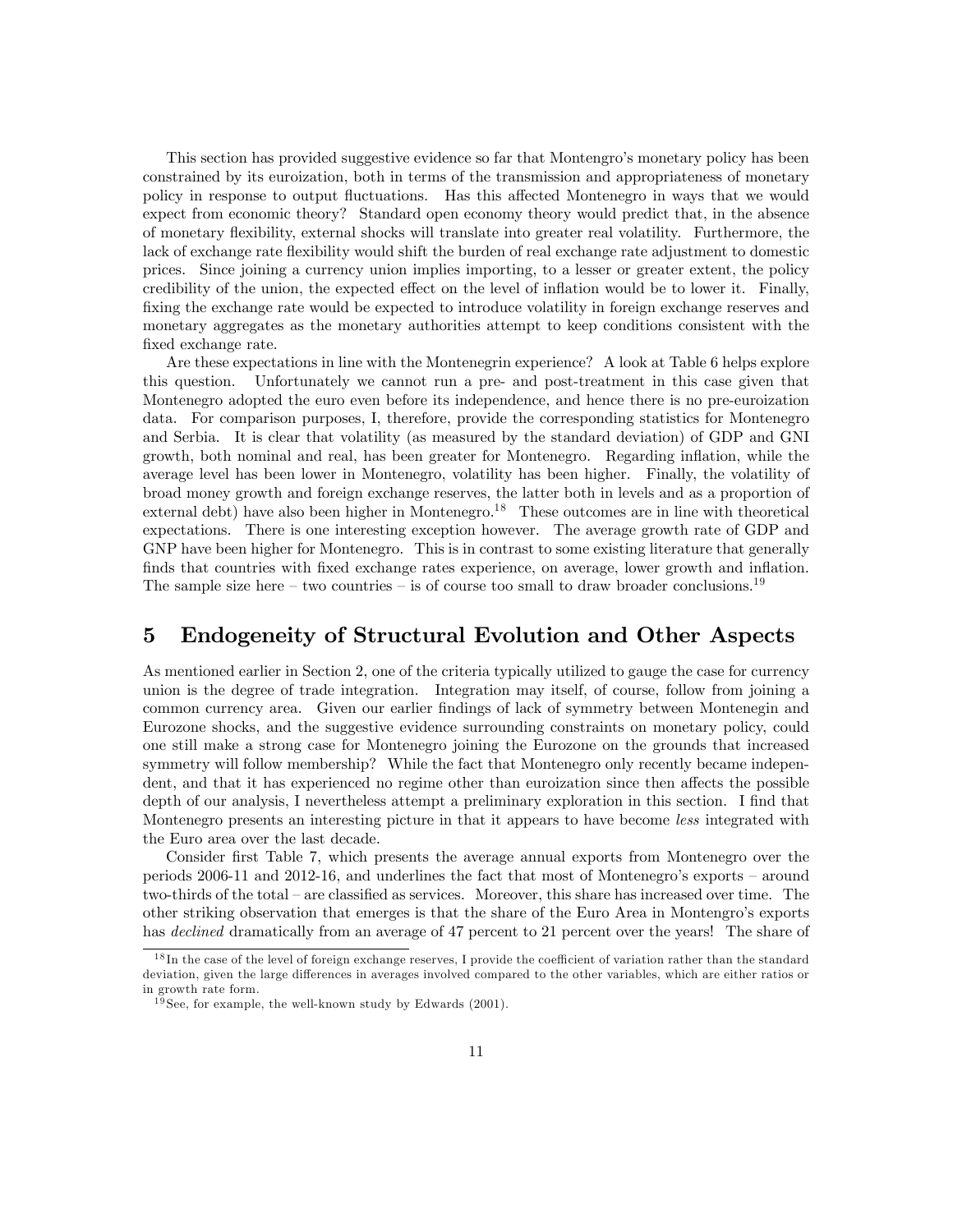This section has provided suggestive evidence so far that Montengro's monetary policy has been constrained by its euroization, both in terms of the transmission and appropriateness of monetary policy in response to output fluctuations. Has this affected Montenegro in ways that we would expect from economic theory? Standard open economy theory would predict that, in the absence of monetary flexibility, external shocks will translate into greater real volatility. Furthermore, the lack of exchange rate flexibility would shift the burden of real exchange rate adjustment to domestic prices. Since joining a currency union implies importing, to a lesser or greater extent, the policy credibility of the union, the expected effect on the level of inflation would be to lower it. Finally, fixing the exchange rate would be expected to introduce volatility in foreign exchange reserves and monetary aggregates as the monetary authorities attempt to keep conditions consistent with the fixed exchange rate.

Are these expectations in line with the Montenegrin experience? A look at Table 6 helps explore this question. Unfortunately we cannot run a pre- and post-treatment in this case given that Montenegro adopted the euro even before its independence, and hence there is no pre-euroization data. For comparison purposes, I, therefore, provide the corresponding statistics for Montenegro and Serbia. It is clear that volatility (as measured by the standard deviation) of GDP and GNI growth, both nominal and real, has been greater for Montenegro. Regarding inflation, while the average level has been lower in Montenegro, volatility has been higher. Finally, the volatility of broad money growth and foreign exchange reserves, the latter both in levels and as a proportion of external debt) have also been higher in Montenegro.[18] These outcomes are in line with theoretical expectations. There is one interesting exception however. The average growth rate of GDP and GNP have been higher for Montenegro. This is in contrast to some existing literature that generally finds that countries with fixed exchange rates experience, on average, lower growth and inflation. The sample size here – two countries – is of course too small to draw broader conclusions.[19]

# 5 Endogeneity of Structural Evolution and Other Aspects

As mentioned earlier in Section 2, one of the criteria typically utilized to gauge the case for currency union is the degree of trade integration. Integration may itself, of course, follow from joining a common currency area. Given our earlier findings of lack of symmetry between Montenegin and Eurozone shocks, and the suggestive evidence surrounding constraints on monetary policy, could one still make a strong case for Montenegro joining the Eurozone on the grounds that increased symmetry will follow membership? While the fact that Montenegro only recently became independent, and that it has experienced no regime other than euroization since then affects the possible depth of our analysis, I nevertheless attempt a preliminary exploration in this section. I find that Montenegro presents an interesting picture in that it appears to have become *less* integrated with the Euro area over the last decade.

Consider first Table 7, which presents the average annual exports from Montenegro over the periods 2006-11 and 2012-16, and underlines the fact that most of Montenegro's exports – around two-thirds of the total – are classified as services. Moreover, this share has increased over time. The other striking observation that emerges is that the share of the Euro Area in Montengro's exports has *declined* dramatically from an average of 47 percent to 21 percent over the years! The share of

[18] In the case of the level of foreign exchange reserves, I provide the coefficient of variation rather than the standard deviation, given the large differences in averages involved compared to the other variables, which are either ratios or in growth rate form.

[19] See, for example, the well-known study by Edwards (2001).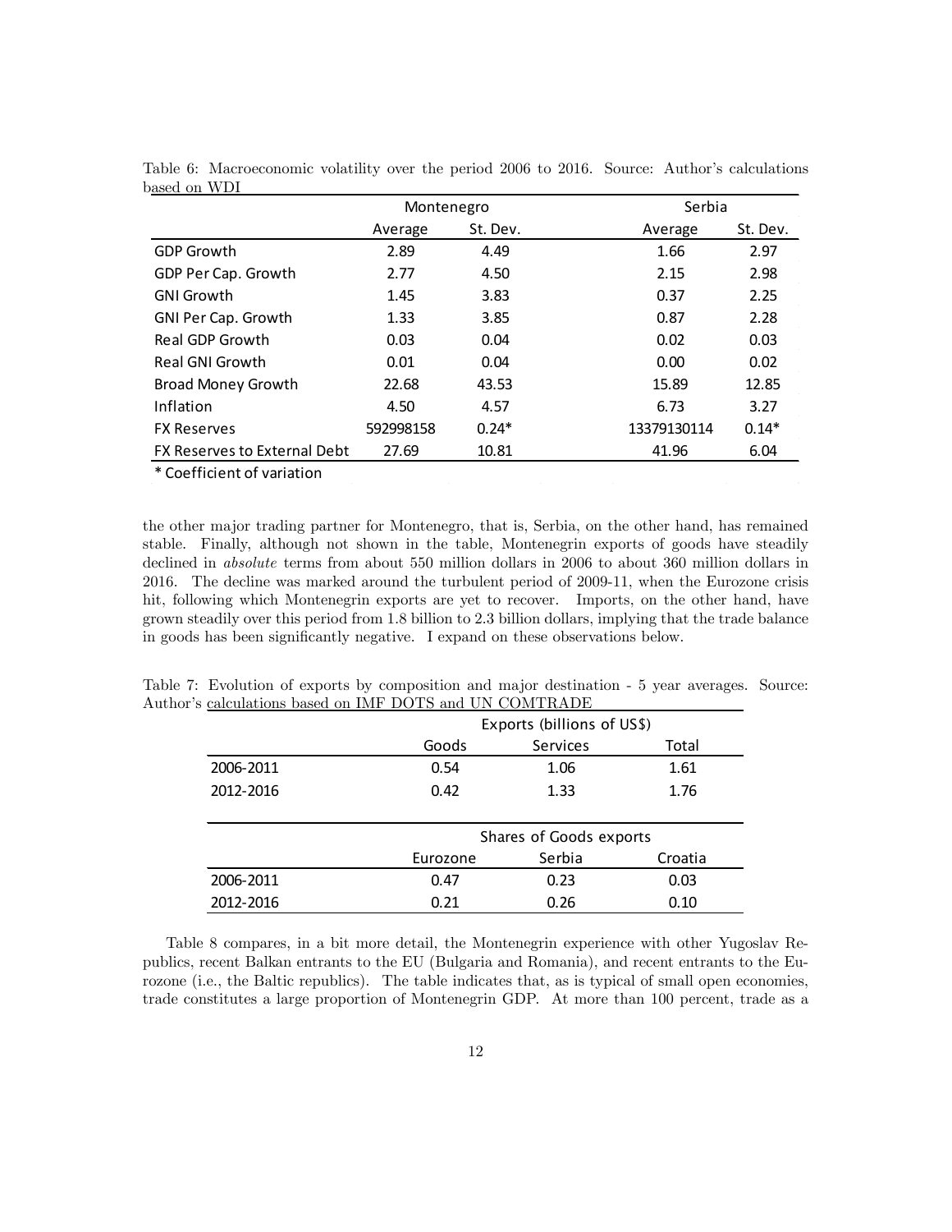Table 6: Macroeconomic volatility over the period 2006 to 2016. Source: Author's calculations based on WDI

| | Montenegro | | Serbia | |
|---|---|---|---|---|
| | Average | St. Dev. | Average | St. Dev. |
| GDP Growth | 2.89 | 4.49 | 1.66 | 2.97 |
| GDP Per Cap. Growth | 2.77 | 4.50 | 2.15 | 2.98 |
| GNI Growth | 1.45 | 3.83 | 0.37 | 2.25 |
| GNI Per Cap. Growth | 1.33 | 3.85 | 0.87 | 2.28 |
| Real GDP Growth | 0.03 | 0.04 | 0.02 | 0.03 |
| Real GNI Growth | 0.01 | 0.04 | 0.00 | 0.02 |
| Broad Money Growth | 22.68 | 43.53 | 15.89 | 12.85 |
| Inflation | 4.50 | 4.57 | 6.73 | 3.27 |
| FX Reserves | 592998158 | 0.24* | 13379130114 | 0.14* |
| FX Reserves to External Debt | 27.69 | 10.81 | 41.96 | 6.04 |

* Coefficient of variation

the other major trading partner for Montenegro, that is, Serbia, on the other hand, has remained stable. Finally, although not shown in the table, Montenegrin exports of goods have steadily declined in *absolute* terms from about 550 million dollars in 2006 to about 360 million dollars in 2016. The decline was marked around the turbulent period of 2009-11, when the Eurozone crisis hit, following which Montenegrin exports are yet to recover. Imports, on the other hand, have grown steadily over this period from 1.8 billion to 2.3 billion dollars, implying that the trade balance in goods has been significantly negative. I expand on these observations below.

Table 7: Evolution of exports by composition and major destination - 5 year averages. Source: Author's calculations based on IMF DOTS and UN COMTRADE

| | Exports (billions of US$) | | |
|---|---|---|---|
| | Goods | Services | Total |
| 2006-2011 | 0.54 | 1.06 | 1.61 |
| 2012-2016 | 0.42 | 1.33 | 1.76 |
| | **Shares of Goods exports** | | |
| | Eurozone | Serbia | Croatia |
| 2006-2011 | 0.47 | 0.23 | 0.03 |
| 2012-2016 | 0.21 | 0.26 | 0.10 |

Table 8 compares, in a bit more detail, the Montenegrin experience with other Yugoslav Republics, recent Balkan entrants to the EU (Bulgaria and Romania), and recent entrants to the Eurozone (i.e., the Baltic republics). The table indicates that, as is typical of small open economies, trade constitutes a large proportion of Montenegrin GDP. At more than 100 percent, trade as a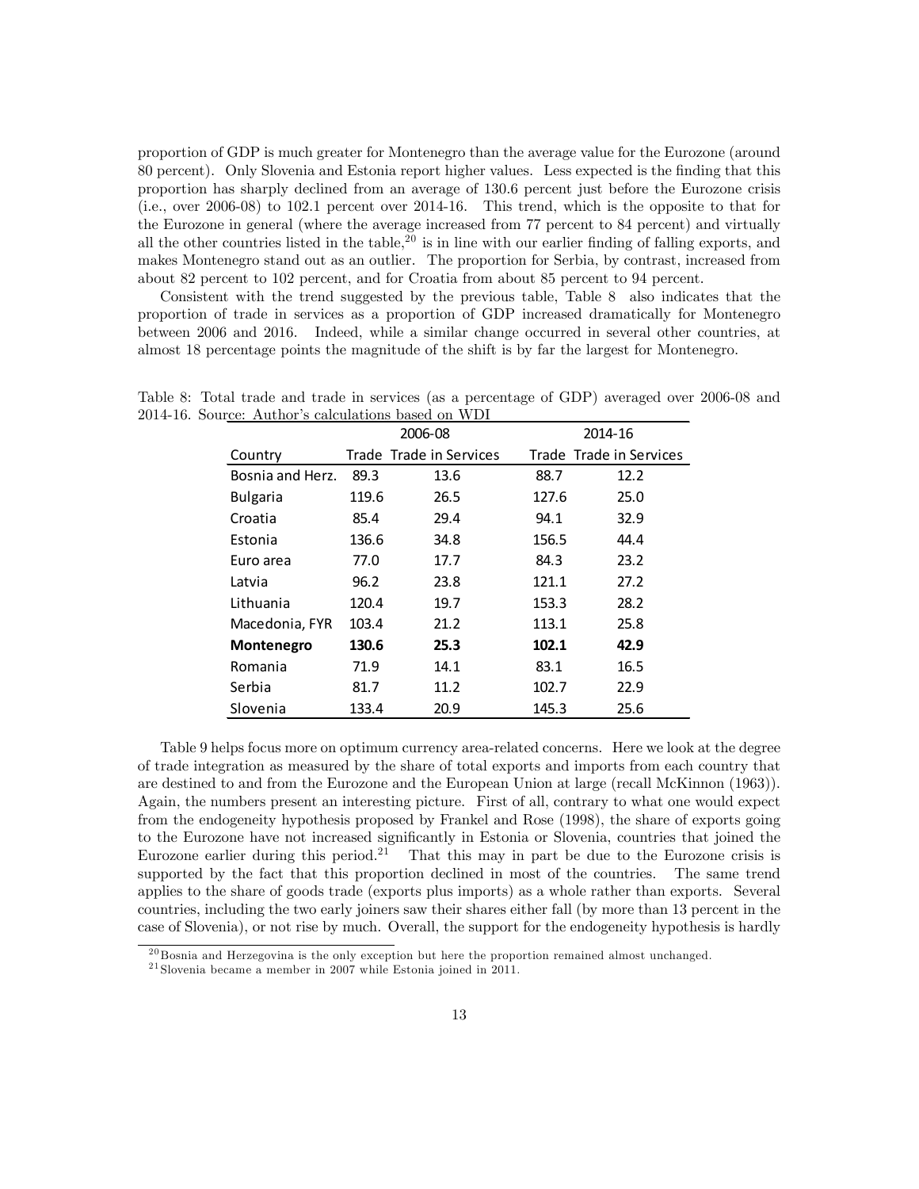proportion of GDP is much greater for Montenegro than the average value for the Eurozone (around 80 percent). Only Slovenia and Estonia report higher values. Less expected is the finding that this proportion has sharply declined from an average of 130.6 percent just before the Eurozone crisis (i.e., over 2006-08) to 102.1 percent over 2014-16. This trend, which is the opposite to that for the Eurozone in general (where the average increased from 77 percent to 84 percent) and virtually all the other countries listed in the table,[20] is in line with our earlier finding of falling exports, and makes Montenegro stand out as an outlier. The proportion for Serbia, by contrast, increased from about 82 percent to 102 percent, and for Croatia from about 85 percent to 94 percent.

Consistent with the trend suggested by the previous table, Table 8 also indicates that the proportion of trade in services as a proportion of GDP increased dramatically for Montenegro between 2006 and 2016. Indeed, while a similar change occurred in several other countries, at almost 18 percentage points the magnitude of the shift is by far the largest for Montenegro.

Table 8: Total trade and trade in services (as a percentage of GDP) averaged over 2006-08 and 2014-16. Source: Author's calculations based on WDI

| | 2006-08 | | 2014-16 | |
|---|---|---|---|---|
| Country | Trade | Trade in Services | Trade | Trade in Services |
| Bosnia and Herz. | 89.3 | 13.6 | 88.7 | 12.2 |
| Bulgaria | 119.6 | 26.5 | 127.6 | 25.0 |
| Croatia | 85.4 | 29.4 | 94.1 | 32.9 |
| Estonia | 136.6 | 34.8 | 156.5 | 44.4 |
| Euro area | 77.0 | 17.7 | 84.3 | 23.2 |
| Latvia | 96.2 | 23.8 | 121.1 | 27.2 |
| Lithuania | 120.4 | 19.7 | 153.3 | 28.2 |
| Macedonia, FYR | 103.4 | 21.2 | 113.1 | 25.8 |
| **Montenegro** | **130.6** | **25.3** | **102.1** | **42.9** |
| Romania | 71.9 | 14.1 | 83.1 | 16.5 |
| Serbia | 81.7 | 11.2 | 102.7 | 22.9 |
| Slovenia | 133.4 | 20.9 | 145.3 | 25.6 |

Table 9 helps focus more on optimum currency area-related concerns. Here we look at the degree of trade integration as measured by the share of total exports and imports from each country that are destined to and from the Eurozone and the European Union at large (recall McKinnon (1963)). Again, the numbers present an interesting picture. First of all, contrary to what one would expect from the endogeneity hypothesis proposed by Frankel and Rose (1998), the share of exports going to the Eurozone have not increased significantly in Estonia or Slovenia, countries that joined the Eurozone earlier during this period.[21] That this may in part be due to the Eurozone crisis is supported by the fact that this proportion declined in most of the countries. The same trend applies to the share of goods trade (exports plus imports) as a whole rather than exports. Several countries, including the two early joiners saw their shares either fall (by more than 13 percent in the case of Slovenia), or not rise by much. Overall, the support for the endogeneity hypothesis is hardly

[20] Bosnia and Herzegovina is the only exception but here the proportion remained almost unchanged.

[21] Slovenia became a member in 2007 while Estonia joined in 2011.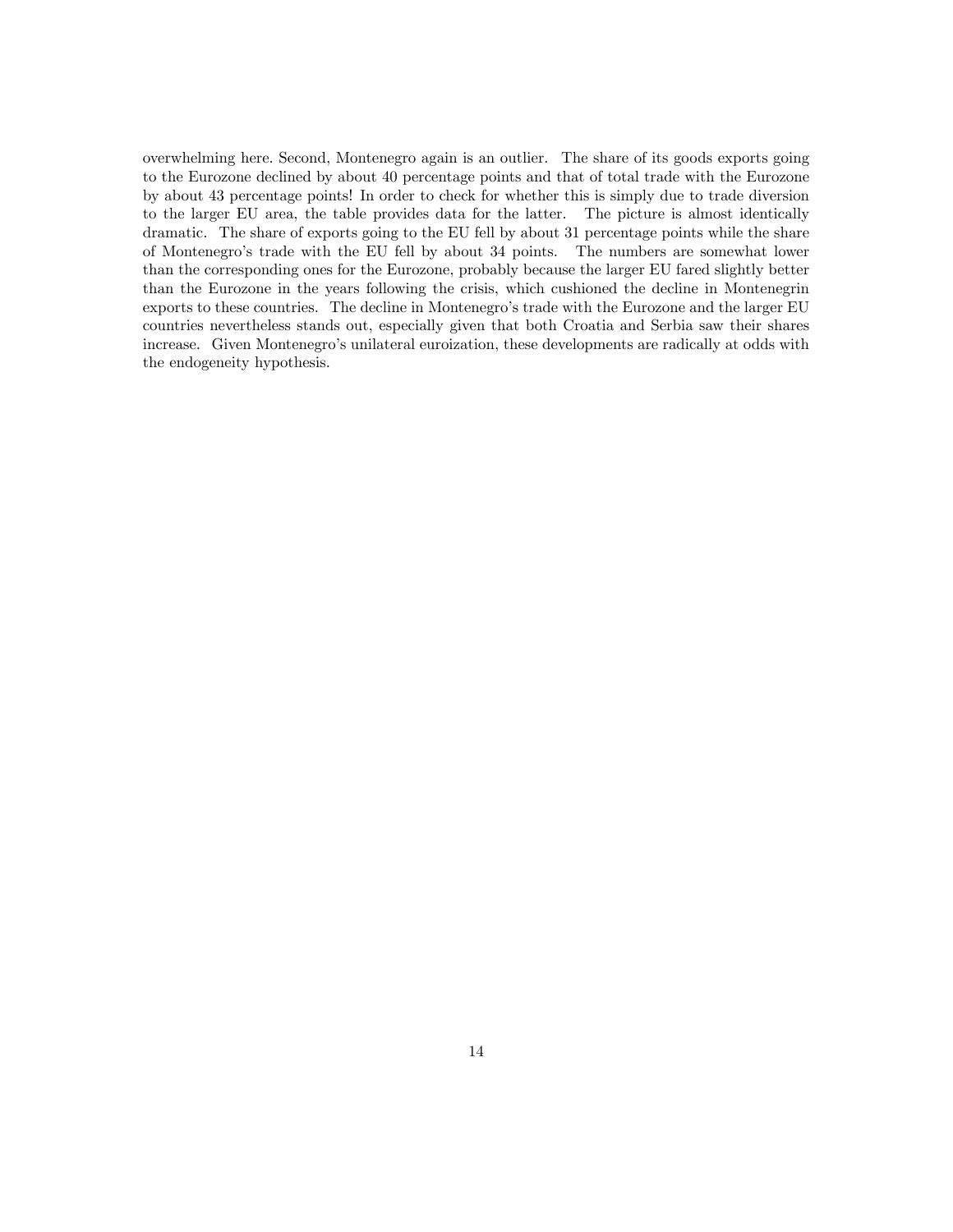overwhelming here. Second, Montenegro again is an outlier. The share of its goods exports going to the Eurozone declined by about 40 percentage points and that of total trade with the Eurozone by about 43 percentage points! In order to check for whether this is simply due to trade diversion to the larger EU area, the table provides data for the latter. The picture is almost identically dramatic. The share of exports going to the EU fell by about 31 percentage points while the share of Montenegro's trade with the EU fell by about 34 points. The numbers are somewhat lower than the corresponding ones for the Eurozone, probably because the larger EU fared slightly better than the Eurozone in the years following the crisis, which cushioned the decline in Montenegrin exports to these countries. The decline in Montenegro's trade with the Eurozone and the larger EU countries nevertheless stands out, especially given that both Croatia and Serbia saw their shares increase. Given Montenegro's unilateral euroization, these developments are radically at odds with the endogeneity hypothesis.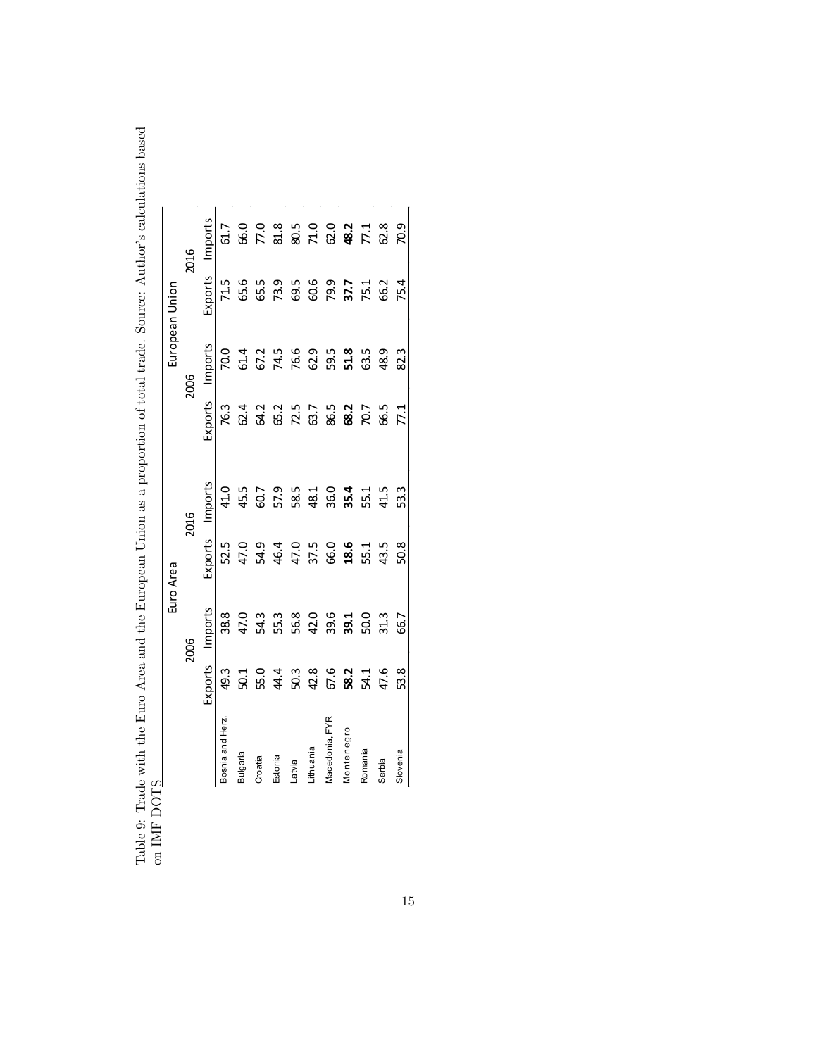Table 9: Trade with the Euro Area and the European Union as a proportion of total trade. Source: Author's calculations based on IMF DOTS

| | Euro Area | | | | European Union | | | |
|---|---|---|---|---|---|---|---|---|
| | 2006 | | 2016 | | 2006 | | 2016 | |
| | Exports | Imports | Exports | Imports | Exports | Imports | Exports | Imports |
| Bosnia and Herz. | 49.3 | 38.8 | 52.5 | 41.0 | 76.3 | 70.0 | 71.5 | 61.7 |
| Bulgaria | 50.1 | 47.0 | 47.0 | 45.5 | 62.4 | 61.4 | 65.6 | 66.0 |
| Croatia | 55.0 | 54.3 | 54.9 | 60.7 | 64.2 | 67.2 | 65.5 | 77.0 |
| Estonia | 44.4 | 55.3 | 46.4 | 57.9 | 65.2 | 74.5 | 73.9 | 81.8 |
| Latvia | 50.3 | 56.8 | 47.0 | 58.5 | 72.5 | 76.6 | 69.5 | 80.5 |
| Lithuania | 42.8 | 42.0 | 37.5 | 48.1 | 63.7 | 62.9 | 60.6 | 71.0 |
| Macedonia, FYR | 67.6 | 39.6 | 66.0 | 36.0 | 86.5 | 59.5 | 79.9 | 62.0 |
| Montenegro | **58.2** | **39.1** | **18.6** | **35.4** | **68.2** | **51.8** | **37.7** | **48.2** |
| Romania | 54.1 | 50.0 | 55.1 | 55.1 | 70.7 | 63.5 | 75.1 | 77.1 |
| Serbia | 47.6 | 31.3 | 43.5 | 41.5 | 66.5 | 48.9 | 66.2 | 62.8 |
| Slovenia | 53.8 | 66.7 | 50.8 | 53.3 | 77.1 | 82.3 | 75.4 | 70.9 |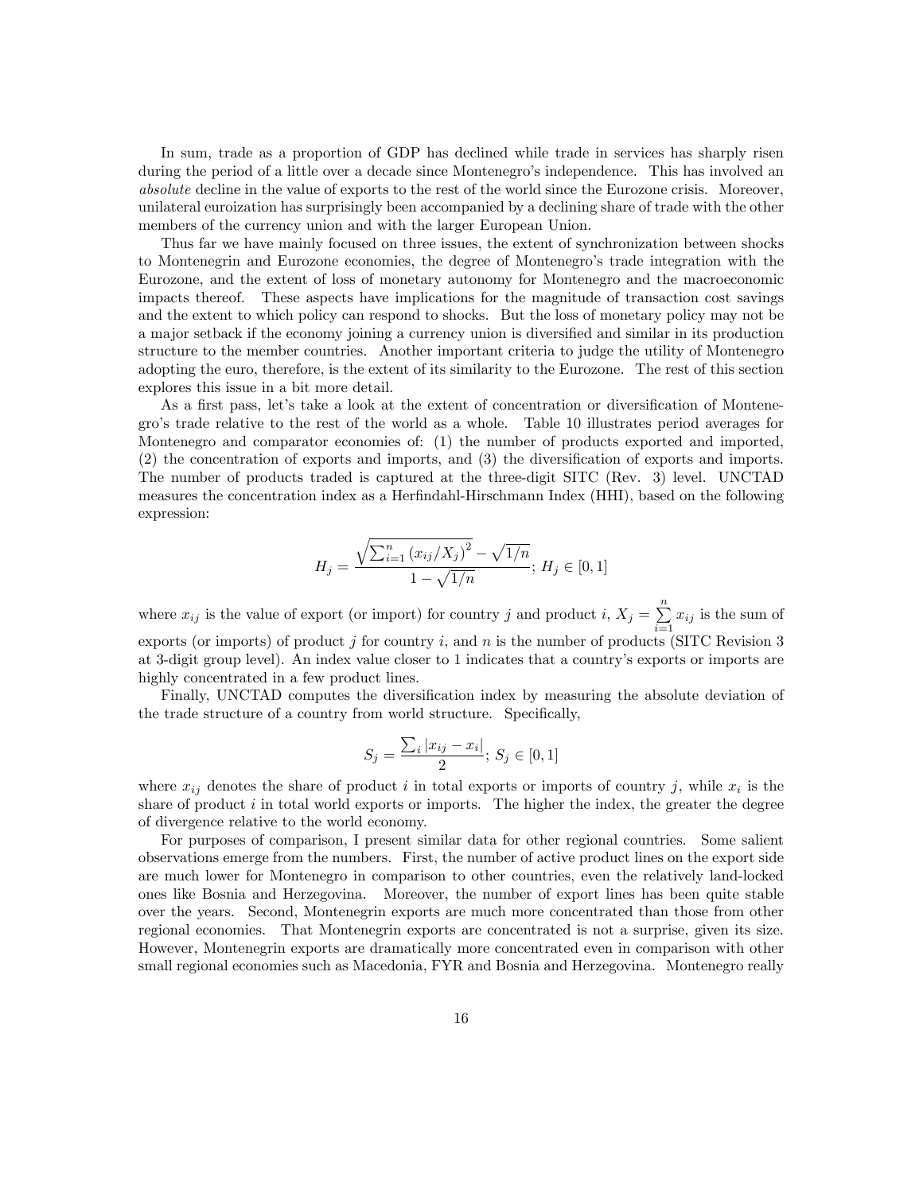In sum, trade as a proportion of GDP has declined while trade in services has sharply risen during the period of a little over a decade since Montenegro's independence. This has involved an *absolute* decline in the value of exports to the rest of the world since the Eurozone crisis. Moreover, unilateral euroization has surprisingly been accompanied by a declining share of trade with the other members of the currency union and with the larger European Union.

Thus far we have mainly focused on three issues, the extent of synchronization between shocks to Montenegrin and Eurozone economies, the degree of Montenegro's trade integration with the Eurozone, and the extent of loss of monetary autonomy for Montenegro and the macroeconomic impacts thereof. These aspects have implications for the magnitude of transaction cost savings and the extent to which policy can respond to shocks. But the loss of monetary policy may not be a major setback if the economy joining a currency union is diversified and similar in its production structure to the member countries. Another important criteria to judge the utility of Montenegro adopting the euro, therefore, is the extent of its similarity to the Eurozone. The rest of this section explores this issue in a bit more detail.

As a first pass, let's take a look at the extent of concentration or diversification of Montenegro's trade relative to the rest of the world as a whole. Table 10 illustrates period averages for Montenegro and comparator economies of: (1) the number of products exported and imported, (2) the concentration of exports and imports, and (3) the diversification of exports and imports. The number of products traded is captured at the three-digit SITC (Rev. 3) level. UNCTAD measures the concentration index as a Herfindahl-Hirschmann Index (HHI), based on the following expression:

$$H_j = \frac{\sqrt{\sum_{i=1}^{n} \left(x_{ij}/X_j\right)^2} - \sqrt{1/n}}{1 - \sqrt{1/n}};\ H_j \in [0,1]$$

where $x_{ij}$ is the value of export (or import) for country $j$ and product $i$, $X_j = \sum_{i=1}^{n} x_{ij}$ is the sum of exports (or imports) of product $j$ for country $i$, and $n$ is the number of products (SITC Revision 3 at 3-digit group level). An index value closer to 1 indicates that a country's exports or imports are highly concentrated in a few product lines.

Finally, UNCTAD computes the diversification index by measuring the absolute deviation of the trade structure of a country from world structure. Specifically,

$$S_j = \frac{\sum_i |x_{ij} - x_i|}{2};\ S_j \in [0,1]$$

where $x_{ij}$ denotes the share of product $i$ in total exports or imports of country $j$, while $x_i$ is the share of product $i$ in total world exports or imports. The higher the index, the greater the degree of divergence relative to the world economy.

For purposes of comparison, I present similar data for other regional countries. Some salient observations emerge from the numbers. First, the number of active product lines on the export side are much lower for Montenegro in comparison to other countries, even the relatively land-locked ones like Bosnia and Herzegovina. Moreover, the number of export lines has been quite stable over the years. Second, Montenegrin exports are much more concentrated than those from other regional economies. That Montenegrin exports are concentrated is not a surprise, given its size. However, Montenegrin exports are dramatically more concentrated even in comparison with other small regional economies such as Macedonia, FYR and Bosnia and Herzegovina. Montenegro really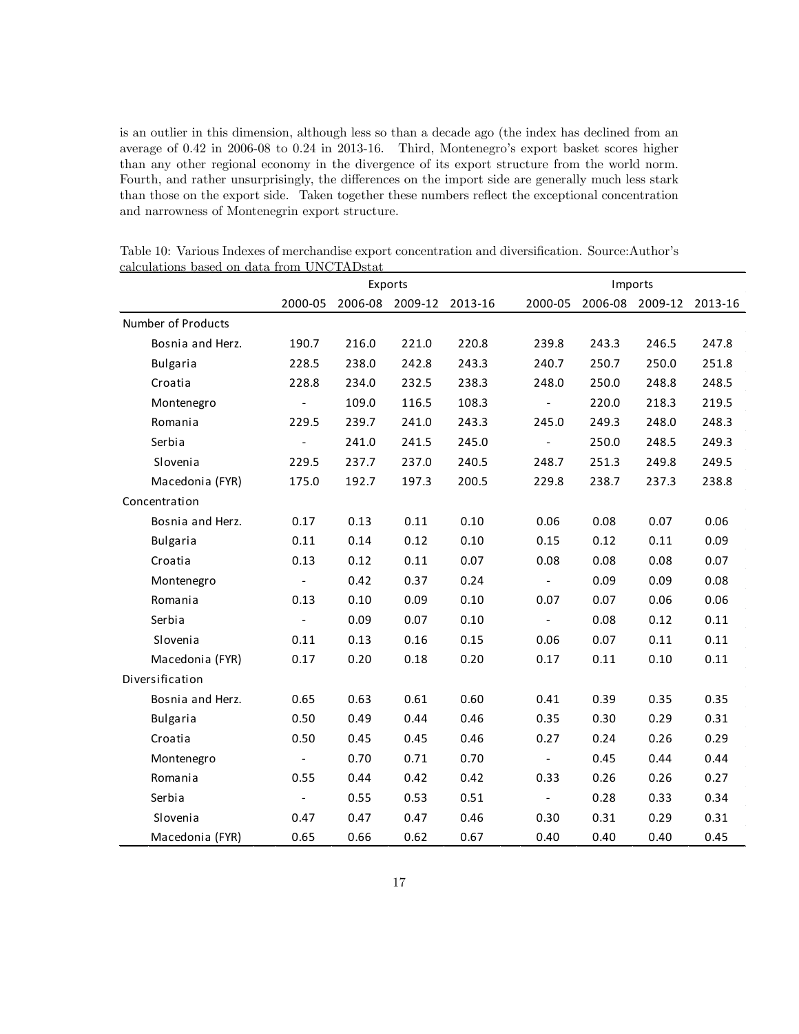is an outlier in this dimension, although less so than a decade ago (the index has declined from an average of 0.42 in 2006-08 to 0.24 in 2013-16. Third, Montenegro's export basket scores higher than any other regional economy in the divergence of its export structure from the world norm. Fourth, and rather unsurprisingly, the differences on the import side are generally much less stark than those on the export side. Taken together these numbers reflect the exceptional concentration and narrowness of Montenegrin export structure.

Table 10: Various Indexes of merchandise export concentration and diversification. Source:Author's calculations based on data from UNCTADstat

| | Exports | | | | Imports | | | |
|---|---|---|---|---|---|---|---|---|
| | 2000-05 | 2006-08 | 2009-12 | 2013-16 | 2000-05 | 2006-08 | 2009-12 | 2013-16 |
| Number of Products | | | | | | | | |
| Bosnia and Herz. | 190.7 | 216.0 | 221.0 | 220.8 | 239.8 | 243.3 | 246.5 | 247.8 |
| Bulgaria | 228.5 | 238.0 | 242.8 | 243.3 | 240.7 | 250.7 | 250.0 | 251.8 |
| Croatia | 228.8 | 234.0 | 232.5 | 238.3 | 248.0 | 250.0 | 248.8 | 248.5 |
| Montenegro | - | 109.0 | 116.5 | 108.3 | - | 220.0 | 218.3 | 219.5 |
| Romania | 229.5 | 239.7 | 241.0 | 243.3 | 245.0 | 249.3 | 248.0 | 248.3 |
| Serbia | - | 241.0 | 241.5 | 245.0 | - | 250.0 | 248.5 | 249.3 |
| Slovenia | 229.5 | 237.7 | 237.0 | 240.5 | 248.7 | 251.3 | 249.8 | 249.5 |
| Macedonia (FYR) | 175.0 | 192.7 | 197.3 | 200.5 | 229.8 | 238.7 | 237.3 | 238.8 |
| Concentration | | | | | | | | |
| Bosnia and Herz. | 0.17 | 0.13 | 0.11 | 0.10 | 0.06 | 0.08 | 0.07 | 0.06 |
| Bulgaria | 0.11 | 0.14 | 0.12 | 0.10 | 0.15 | 0.12 | 0.11 | 0.09 |
| Croatia | 0.13 | 0.12 | 0.11 | 0.07 | 0.08 | 0.08 | 0.08 | 0.07 |
| Montenegro | - | 0.42 | 0.37 | 0.24 | - | 0.09 | 0.09 | 0.08 |
| Romania | 0.13 | 0.10 | 0.09 | 0.10 | 0.07 | 0.07 | 0.06 | 0.06 |
| Serbia | - | 0.09 | 0.07 | 0.10 | - | 0.08 | 0.12 | 0.11 |
| Slovenia | 0.11 | 0.13 | 0.16 | 0.15 | 0.06 | 0.07 | 0.11 | 0.11 |
| Macedonia (FYR) | 0.17 | 0.20 | 0.18 | 0.20 | 0.17 | 0.11 | 0.10 | 0.11 |
| Diversification | | | | | | | | |
| Bosnia and Herz. | 0.65 | 0.63 | 0.61 | 0.60 | 0.41 | 0.39 | 0.35 | 0.35 |
| Bulgaria | 0.50 | 0.49 | 0.44 | 0.46 | 0.35 | 0.30 | 0.29 | 0.31 |
| Croatia | 0.50 | 0.45 | 0.45 | 0.46 | 0.27 | 0.24 | 0.26 | 0.29 |
| Montenegro | - | 0.70 | 0.71 | 0.70 | - | 0.45 | 0.44 | 0.44 |
| Romania | 0.55 | 0.44 | 0.42 | 0.42 | 0.33 | 0.26 | 0.26 | 0.27 |
| Serbia | - | 0.55 | 0.53 | 0.51 | - | 0.28 | 0.33 | 0.34 |
| Slovenia | 0.47 | 0.47 | 0.47 | 0.46 | 0.30 | 0.31 | 0.29 | 0.31 |
| Macedonia (FYR) | 0.65 | 0.66 | 0.62 | 0.67 | 0.40 | 0.40 | 0.40 | 0.45 |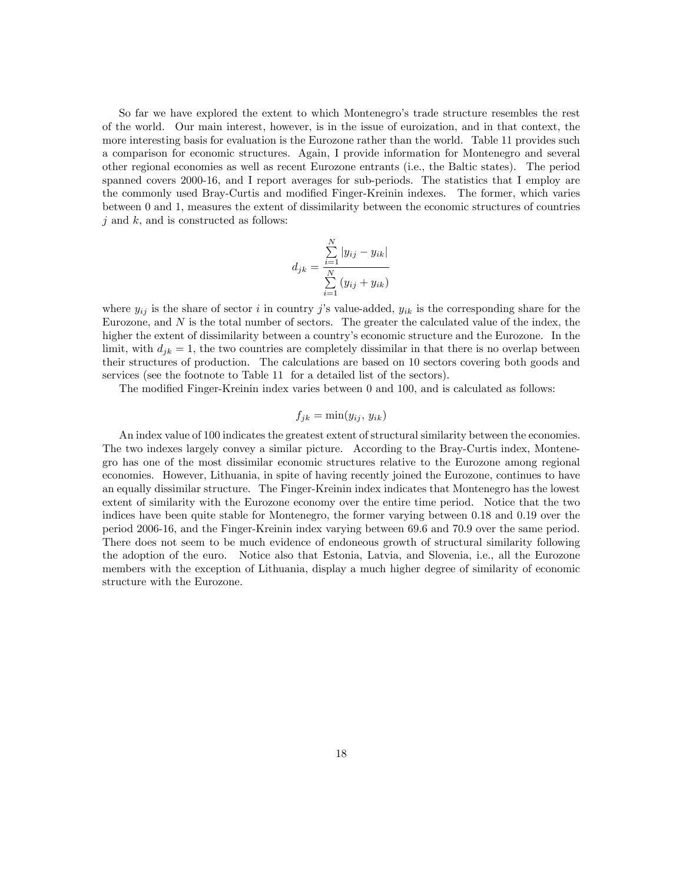So far we have explored the extent to which Montenegro's trade structure resembles the rest of the world. Our main interest, however, is in the issue of euroization, and in that context, the more interesting basis for evaluation is the Eurozone rather than the world. Table 11 provides such a comparison for economic structures. Again, I provide information for Montenegro and several other regional economies as well as recent Eurozone entrants (i.e., the Baltic states). The period spanned covers 2000-16, and I report averages for sub-periods. The statistics that I employ are the commonly used Bray-Curtis and modified Finger-Kreinin indexes. The former, which varies between 0 and 1, measures the extent of dissimilarity between the economic structures of countries $j$ and $k$, and is constructed as follows:

$$d_{jk} = \frac{\sum_{i=1}^{N} |y_{ij} - y_{ik}|}{\sum_{i=1}^{N} (y_{ij} + y_{ik})}$$

where $y_{ij}$ is the share of sector $i$ in country $j$'s value-added, $y_{ik}$ is the corresponding share for the Eurozone, and $N$ is the total number of sectors. The greater the calculated value of the index, the higher the extent of dissimilarity between a country's economic structure and the Eurozone. In the limit, with $d_{jk} = 1$, the two countries are completely dissimilar in that there is no overlap between their structures of production. The calculations are based on 10 sectors covering both goods and services (see the footnote to Table 11 for a detailed list of the sectors).

The modified Finger-Kreinin index varies between 0 and 100, and is calculated as follows:

$$f_{jk} = \min(y_{ij},\, y_{ik})$$

An index value of 100 indicates the greatest extent of structural similarity between the economies. The two indexes largely convey a similar picture. According to the Bray-Curtis index, Montenegro has one of the most dissimilar economic structures relative to the Eurozone among regional economies. However, Lithuania, in spite of having recently joined the Eurozone, continues to have an equally dissimilar structure. The Finger-Kreinin index indicates that Montenegro has the lowest extent of similarity with the Eurozone economy over the entire time period. Notice that the two indices have been quite stable for Montenegro, the former varying between 0.18 and 0.19 over the period 2006-16, and the Finger-Kreinin index varying between 69.6 and 70.9 over the same period. There does not seem to be much evidence of endoneous growth of structural similarity following the adoption of the euro. Notice also that Estonia, Latvia, and Slovenia, i.e., all the Eurozone members with the exception of Lithuania, display a much higher degree of similarity of economic structure with the Eurozone.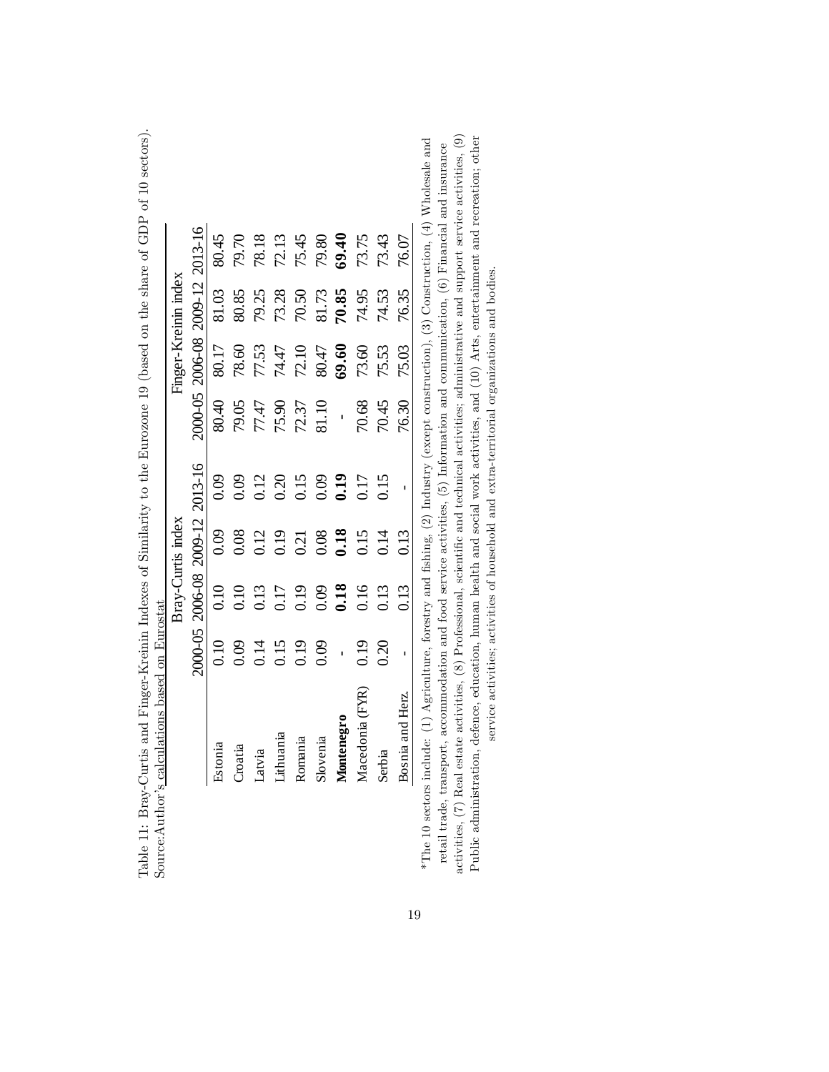Table 11: Bray-Curtis and Finger-Kreinin Indexes of Similarity to the Eurozone 19 (based on the share of GDP of 10 sectors). Source:Author's calculations based on Eurostat

| | Bray-Curtis index | | | | Finger-Kreinin index | | | |
|---|---|---|---|---|---|---|---|---|
| | 2000-05 | 2006-08 | 2009-12 | 2013-16 | 2000-05 | 2006-08 | 2009-12 | 2013-16 |
| Estonia | 0.10 | 0.10 | 0.09 | 0.09 | 80.40 | 80.17 | 81.03 | 80.45 |
| Croatia | 0.09 | 0.10 | 0.08 | 0.09 | 79.05 | 78.60 | 80.85 | 79.70 |
| Latvia | 0.14 | 0.13 | 0.12 | 0.12 | 77.47 | 77.53 | 79.25 | 78.18 |
| Lithuania | 0.15 | 0.17 | 0.19 | 0.20 | 75.90 | 74.47 | 73.28 | 72.13 |
| Romania | 0.19 | 0.19 | 0.21 | 0.15 | 72.37 | 72.10 | 70.50 | 75.45 |
| Slovenia | 0.09 | 0.09 | 0.08 | 0.09 | 81.10 | 80.47 | 81.73 | 79.80 |
| **Montenegro** | - | **0.18** | **0.18** | **0.19** | - | **69.60** | **70.85** | **69.40** |
| Macedonia (FYR) | 0.19 | 0.16 | 0.15 | 0.17 | 70.68 | 73.60 | 74.95 | 73.75 |
| Serbia | 0.20 | 0.13 | 0.14 | 0.15 | 70.45 | 75.53 | 74.53 | 73.43 |
| Bosnia and Herz. | - | 0.13 | 0.13 | - | 76.30 | 75.03 | 76.35 | 76.07 |

*The 10 sectors include: (1) Agriculture, forestry and fishing, (2) Industry (except construction), (3) Construction, (4) Wholesale and retail trade, transport, accommodation and food service activities, (5) Information and communication, (6) Financial and insurance activities, (7) Real estate activities, (8) Professional, scientific and technical activities; administrative and support service activities, (9) Public administration, defence, education, human health and social work activities, and (10) Arts, entertainment and recreation; other service activities; activities of household and extra-territorial organizations and bodies.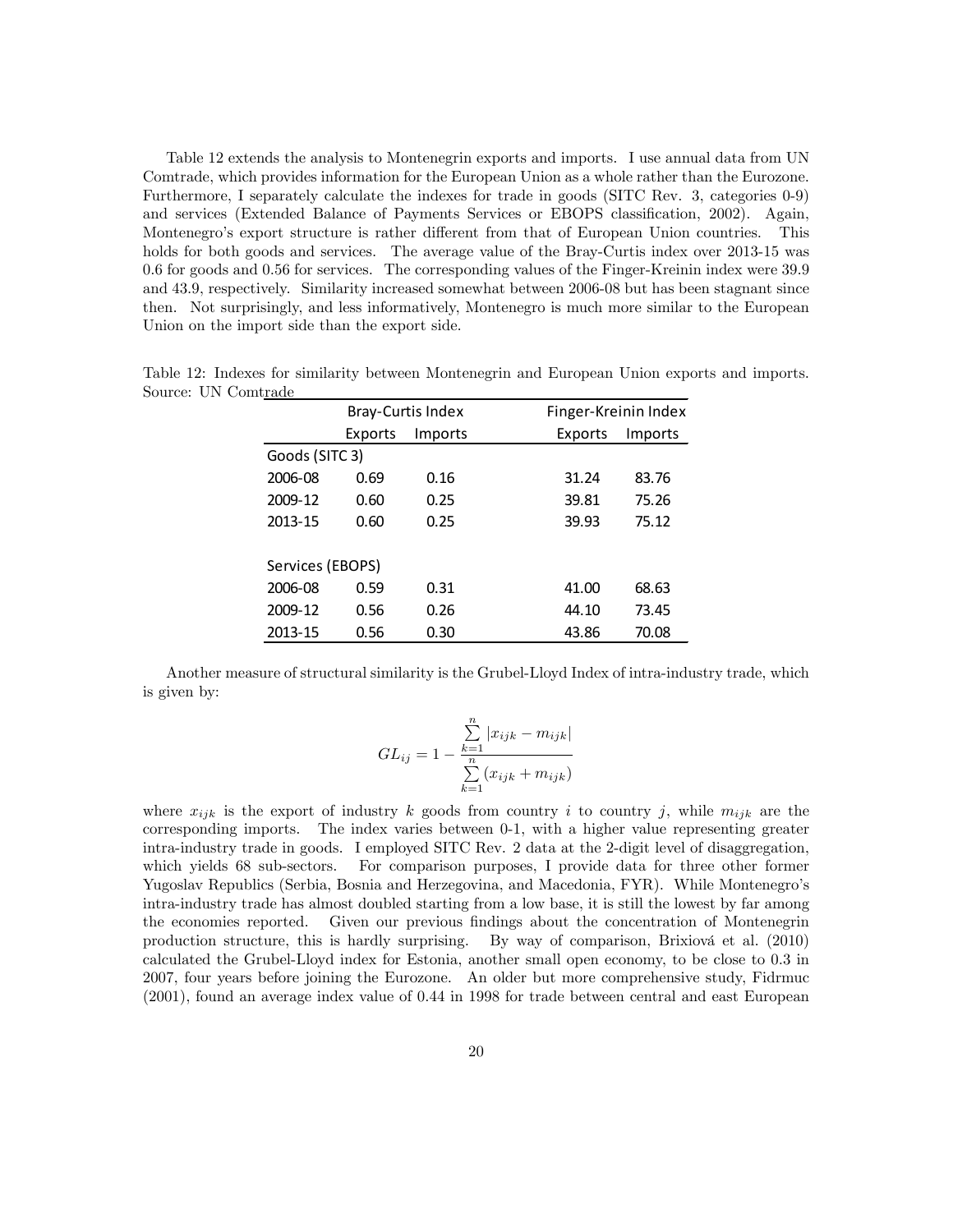Table 12 extends the analysis to Montenegrin exports and imports. I use annual data from UN Comtrade, which provides information for the European Union as a whole rather than the Eurozone. Furthermore, I separately calculate the indexes for trade in goods (SITC Rev. 3, categories 0-9) and services (Extended Balance of Payments Services or EBOPS classification, 2002). Again, Montenegro's export structure is rather different from that of European Union countries. This holds for both goods and services. The average value of the Bray-Curtis index over 2013-15 was 0.6 for goods and 0.56 for services. The corresponding values of the Finger-Kreinin index were 39.9 and 43.9, respectively. Similarity increased somewhat between 2006-08 but has been stagnant since then. Not surprisingly, and less informatively, Montenegro is much more similar to the European Union on the import side than the export side.

Table 12: Indexes for similarity between Montenegrin and European Union exports and imports. Source: UN Comtrade

| | Bray-Curtis Index | | Finger-Kreinin Index | |
|---|---|---|---|---|
| | Exports | Imports | Exports | Imports |
| Goods (SITC 3) | | | | |
| 2006-08 | 0.69 | 0.16 | 31.24 | 83.76 |
| 2009-12 | 0.60 | 0.25 | 39.81 | 75.26 |
| 2013-15 | 0.60 | 0.25 | 39.93 | 75.12 |
| | | | | |
| Services (EBOPS) | | | | |
| 2006-08 | 0.59 | 0.31 | 41.00 | 68.63 |
| 2009-12 | 0.56 | 0.26 | 44.10 | 73.45 |
| 2013-15 | 0.56 | 0.30 | 43.86 | 70.08 |

Another measure of structural similarity is the Grubel-Lloyd Index of intra-industry trade, which is given by:

$$GL_{ij} = 1 - \frac{\sum_{k=1}^{n} |x_{ijk} - m_{ijk}|}{\sum_{k=1}^{n} (x_{ijk} + m_{ijk})}$$

where $x_{ijk}$ is the export of industry $k$ goods from country $i$ to country $j$, while $m_{ijk}$ are the corresponding imports. The index varies between 0-1, with a higher value representing greater intra-industry trade in goods. I employed SITC Rev. 2 data at the 2-digit level of disaggregation, which yields 68 sub-sectors. For comparison purposes, I provide data for three other former Yugoslav Republics (Serbia, Bosnia and Herzegovina, and Macedonia, FYR). While Montenegro's intra-industry trade has almost doubled starting from a low base, it is still the lowest by far among the economies reported. Given our previous findings about the concentration of Montenegrin production structure, this is hardly surprising. By way of comparison, Brixiová et al. (2010) calculated the Grubel-Lloyd index for Estonia, another small open economy, to be close to 0.3 in 2007, four years before joining the Eurozone. An older but more comprehensive study, Fidrmuc (2001), found an average index value of 0.44 in 1998 for trade between central and east European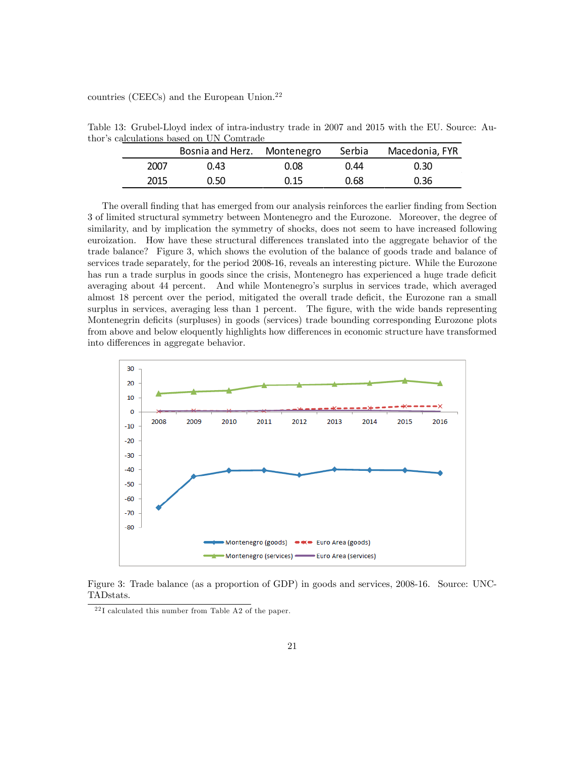countries (CEECs) and the European Union.[22]

Table 13: Grubel-Lloyd index of intra-industry trade in 2007 and 2015 with the EU. Source: Author's calculations based on UN Comtrade

| | Bosnia and Herz. | Montenegro | Serbia | Macedonia, FYR |
|---|---|---|---|---|
| 2007 | 0.43 | 0.08 | 0.44 | 0.30 |
| 2015 | 0.50 | 0.15 | 0.68 | 0.36 |

The overall finding that has emerged from our analysis reinforces the earlier finding from Section 3 of limited structural symmetry between Montenegro and the Eurozone. Moreover, the degree of similarity, and by implication the symmetry of shocks, does not seem to have increased following euroization. How have these structural differences translated into the aggregate behavior of the trade balance? Figure 3, which shows the evolution of the balance of goods trade and balance of services trade separately, for the period 2008-16, reveals an interesting picture. While the Eurozone has run a trade surplus in goods since the crisis, Montenegro has experienced a huge trade deficit averaging about 44 percent. And while Montenegro's surplus in services trade, which averaged almost 18 percent over the period, mitigated the overall trade deficit, the Eurozone ran a small surplus in services, averaging less than 1 percent. The figure, with the wide bands representing Montenegrin deficits (surpluses) in goods (services) trade bounding corresponding Eurozone plots from above and below eloquently highlights how differences in economic structure have transformed into differences in aggregate behavior.

Figure 3: Trade balance (as a proportion of GDP) in goods and services, 2008-16. Source: UNCTADstats.

[22] I calculated this number from Table A2 of the paper.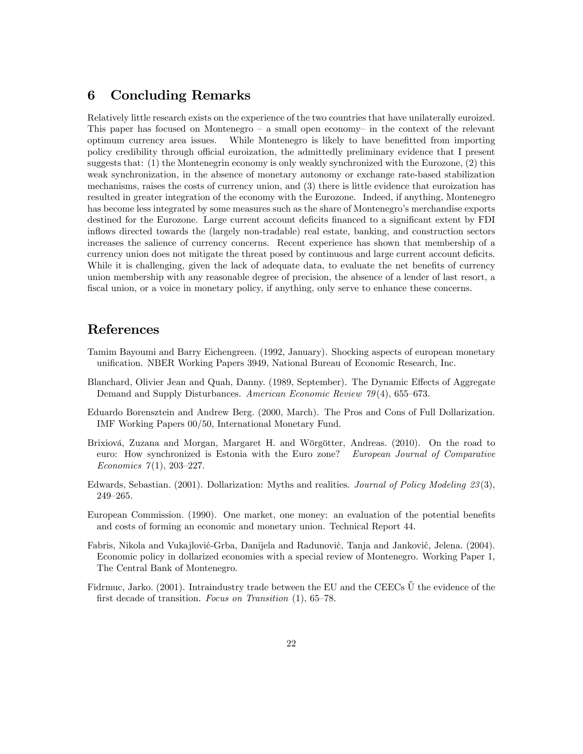## 6 Concluding Remarks

Relatively little research exists on the experience of the two countries that have unilaterally euroized. This paper has focused on Montenegro – a small open economy– in the context of the relevant optimum currency area issues. While Montenegro is likely to have benefitted from importing policy credibility through official euroization, the admittedly preliminary evidence that I present suggests that: (1) the Montenegrin economy is only weakly synchronized with the Eurozone, (2) this weak synchronization, in the absence of monetary autonomy or exchange rate-based stabilization mechanisms, raises the costs of currency union, and (3) there is little evidence that euroization has resulted in greater integration of the economy with the Eurozone. Indeed, if anything, Montenegro has become less integrated by some measures such as the share of Montenegro's merchandise exports destined for the Eurozone. Large current account deficits financed to a significant extent by FDI inflows directed towards the (largely non-tradable) real estate, banking, and construction sectors increases the salience of currency concerns. Recent experience has shown that membership of a currency union does not mitigate the threat posed by continuous and large current account deficits. While it is challenging, given the lack of adequate data, to evaluate the net benefits of currency union membership with any reasonable degree of precision, the absence of a lender of last resort, a fiscal union, or a voice in monetary policy, if anything, only serve to enhance these concerns.

## References

Tamim Bayoumi and Barry Eichengreen. (1992, January). Shocking aspects of european monetary unification. NBER Working Papers 3949, National Bureau of Economic Research, Inc.

Blanchard, Olivier Jean and Quah, Danny. (1989, September). The Dynamic Effects of Aggregate Demand and Supply Disturbances. *American Economic Review 79*(4), 655–673.

Eduardo Borensztein and Andrew Berg. (2000, March). The Pros and Cons of Full Dollarization. IMF Working Papers 00/50, International Monetary Fund.

Brixiová, Zuzana and Morgan, Margaret H. and Wörgötter, Andreas. (2010). On the road to euro: How synchronized is Estonia with the Euro zone? *European Journal of Comparative Economics 7*(1), 203–227.

Edwards, Sebastian. (2001). Dollarization: Myths and realities. *Journal of Policy Modeling 23*(3), 249–265.

European Commission. (1990). One market, one money: an evaluation of the potential benefits and costs of forming an economic and monetary union. Technical Report 44.

Fabris, Nikola and Vukajlović-Grba, Danijela and Radunović, Tanja and Janković, Jelena. (2004). Economic policy in dollarized economies with a special review of Montenegro. Working Paper 1, The Central Bank of Montenegro.

Fidrmuc, Jarko. (2001). Intraindustry trade between the EU and the CEECs Ű the evidence of the first decade of transition. *Focus on Transition* (1), 65–78.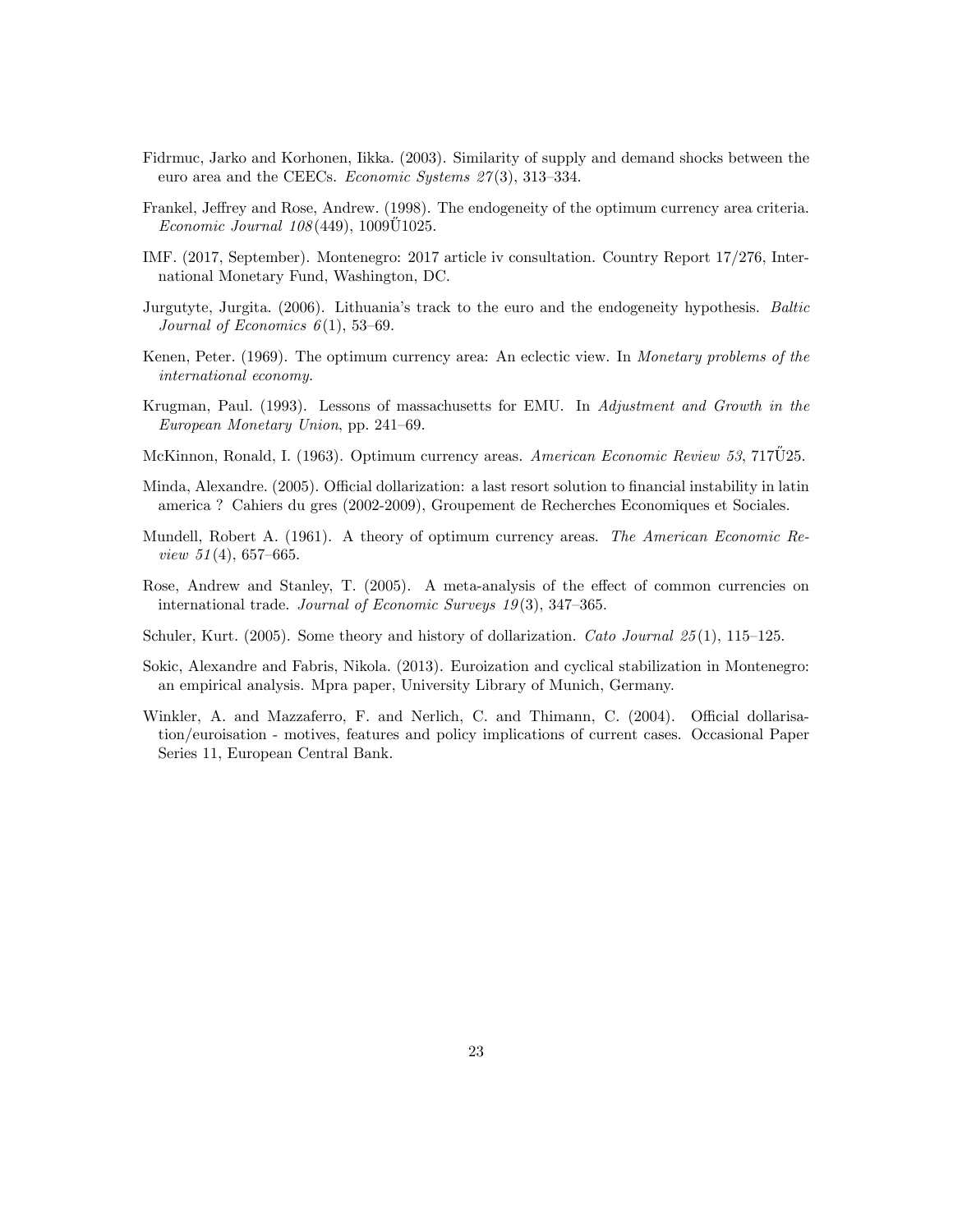Fidrmuc, Jarko and Korhonen, Iikka. (2003). Similarity of supply and demand shocks between the euro area and the CEECs. *Economic Systems 27*(3), 313–334.

Frankel, Jeffrey and Rose, Andrew. (1998). The endogeneity of the optimum currency area criteria. *Economic Journal 108*(449), 1009Ű1025.

IMF. (2017, September). Montenegro: 2017 article iv consultation. Country Report 17/276, International Monetary Fund, Washington, DC.

Jurgutyte, Jurgita. (2006). Lithuania's track to the euro and the endogeneity hypothesis. *Baltic Journal of Economics 6*(1), 53–69.

Kenen, Peter. (1969). The optimum currency area: An eclectic view. In *Monetary problems of the international economy*.

Krugman, Paul. (1993). Lessons of massachusetts for EMU. In *Adjustment and Growth in the European Monetary Union*, pp. 241–69.

McKinnon, Ronald, I. (1963). Optimum currency areas. *American Economic Review 53*, 717Ű25.

Minda, Alexandre. (2005). Official dollarization: a last resort solution to financial instability in latin america ? Cahiers du gres (2002-2009), Groupement de Recherches Economiques et Sociales.

Mundell, Robert A. (1961). A theory of optimum currency areas. *The American Economic Review 51*(4), 657–665.

Rose, Andrew and Stanley, T. (2005). A meta-analysis of the effect of common currencies on international trade. *Journal of Economic Surveys 19*(3), 347–365.

Schuler, Kurt. (2005). Some theory and history of dollarization. *Cato Journal 25*(1), 115–125.

Sokic, Alexandre and Fabris, Nikola. (2013). Euroization and cyclical stabilization in Montenegro: an empirical analysis. Mpra paper, University Library of Munich, Germany.

Winkler, A. and Mazzaferro, F. and Nerlich, C. and Thimann, C. (2004). Official dollarisation/euroisation - motives, features and policy implications of current cases. Occasional Paper Series 11, European Central Bank.